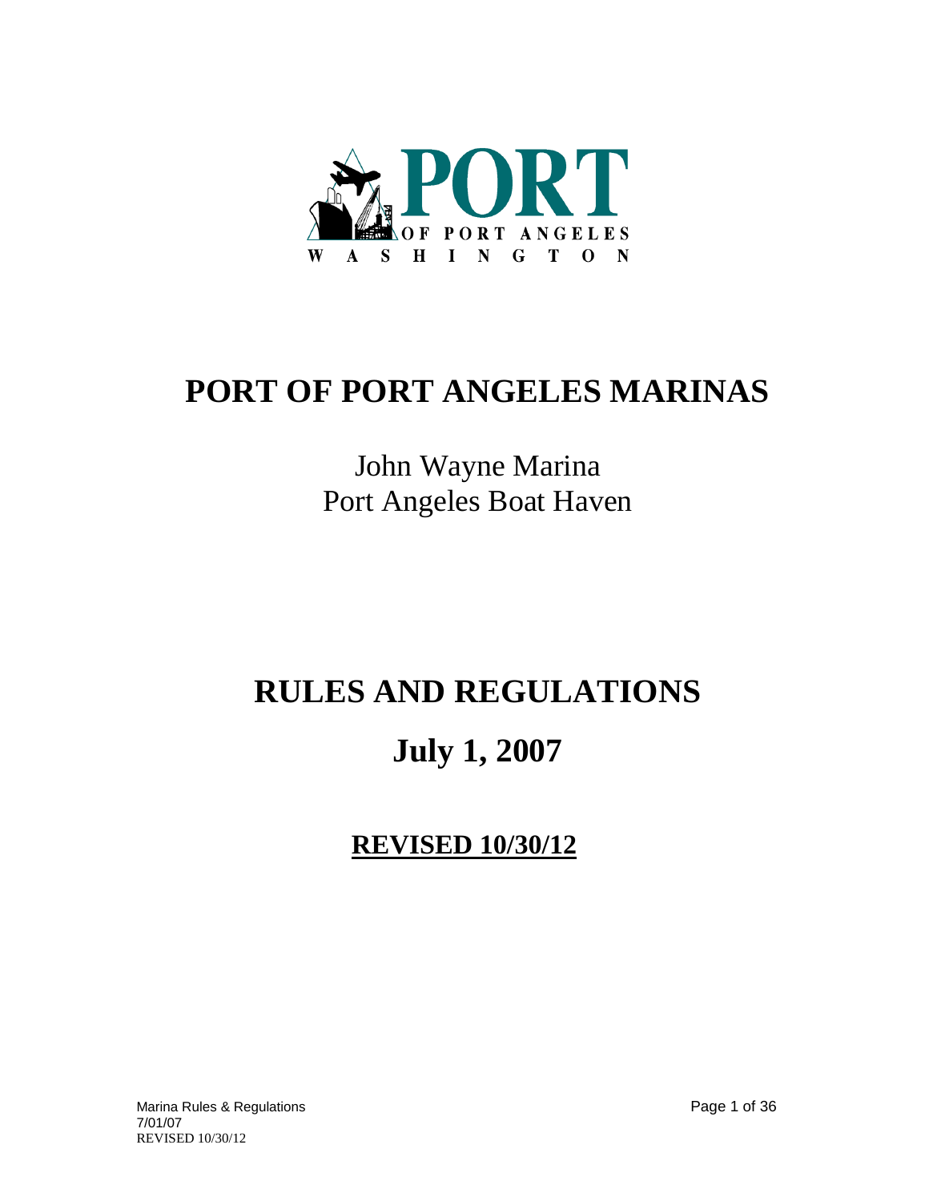PORT OF PORT ANGELES WASHINGTON

# PORT OF PORT ANGELES MARINAS

John Wayne Marina
Port Angeles Boat Haven

# RULES AND REGULATIONS

# July 1, 2007

## REVISED 10/30/12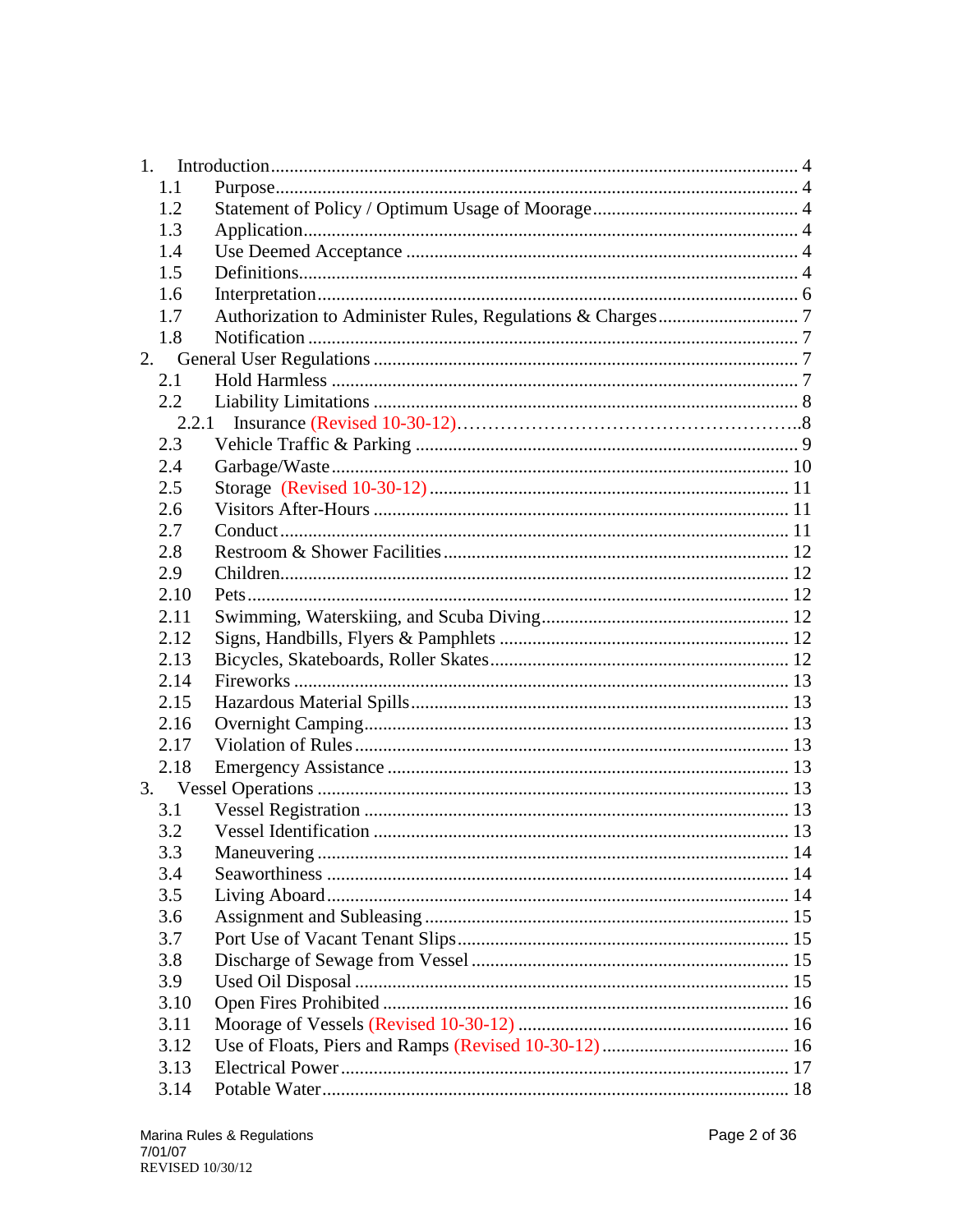1. Introduction ........................................................................................................ 4
   - 1.1 Purpose ........................................................................................................ 4
   - 1.2 Statement of Policy / Optimum Usage of Moorage ........................................... 4
   - 1.3 Application ................................................................................................... 4
   - 1.4 Use Deemed Acceptance ................................................................................ 4
   - 1.5 Definitions .................................................................................................... 4
   - 1.6 Interpretation ................................................................................................ 6
   - 1.7 Authorization to Administer Rules, Regulations & Charges ............................. 7
   - 1.8 Notification ................................................................................................... 7
2. General User Regulations ..................................................................................... 7
   - 2.1 Hold Harmless ............................................................................................... 7
   - 2.2 Liability Limitations ....................................................................................... 8
     - 2.2.1 Insurance (Revised 10-30-12) ..................................................................... 8
   - 2.3 Vehicle Traffic & Parking ................................................................................ 9
   - 2.4 Garbage/Waste ............................................................................................. 10
   - 2.5 Storage (Revised 10-30-12) ........................................................................... 11
   - 2.6 Visitors After-Hours ...................................................................................... 11
   - 2.7 Conduct ........................................................................................................ 11
   - 2.8 Restroom & Shower Facilities ........................................................................ 12
   - 2.9 Children ........................................................................................................ 12
   - 2.10 Pets ............................................................................................................ 12
   - 2.11 Swimming, Waterskiing, and Scuba Diving ................................................... 12
   - 2.12 Signs, Handbills, Flyers & Pamphlets ............................................................ 12
   - 2.13 Bicycles, Skateboards, Roller Skates ............................................................. 12
   - 2.14 Fireworks .................................................................................................... 13
   - 2.15 Hazardous Material Spills ............................................................................. 13
   - 2.16 Overnight Camping ...................................................................................... 13
   - 2.17 Violation of Rules ......................................................................................... 13
   - 2.18 Emergency Assistance .................................................................................. 13
3. Vessel Operations ................................................................................................ 13
   - 3.1 Vessel Registration ........................................................................................ 13
   - 3.2 Vessel Identification ...................................................................................... 13
   - 3.3 Maneuvering ................................................................................................. 14
   - 3.4 Seaworthiness ............................................................................................... 14
   - 3.5 Living Aboard ................................................................................................ 14
   - 3.6 Assignment and Subleasing ............................................................................ 15
   - 3.7 Port Use of Vacant Tenant Slips ...................................................................... 15
   - 3.8 Discharge of Sewage from Vessel ................................................................... 15
   - 3.9 Used Oil Disposal .......................................................................................... 15
   - 3.10 Open Fires Prohibited ................................................................................... 16
   - 3.11 Moorage of Vessels (Revised 10-30-12) ......................................................... 16
   - 3.12 Use of Floats, Piers and Ramps (Revised 10-30-12) ........................................ 16
   - 3.13 Electrical Power ........................................................................................... 17
   - 3.14 Potable Water .............................................................................................. 18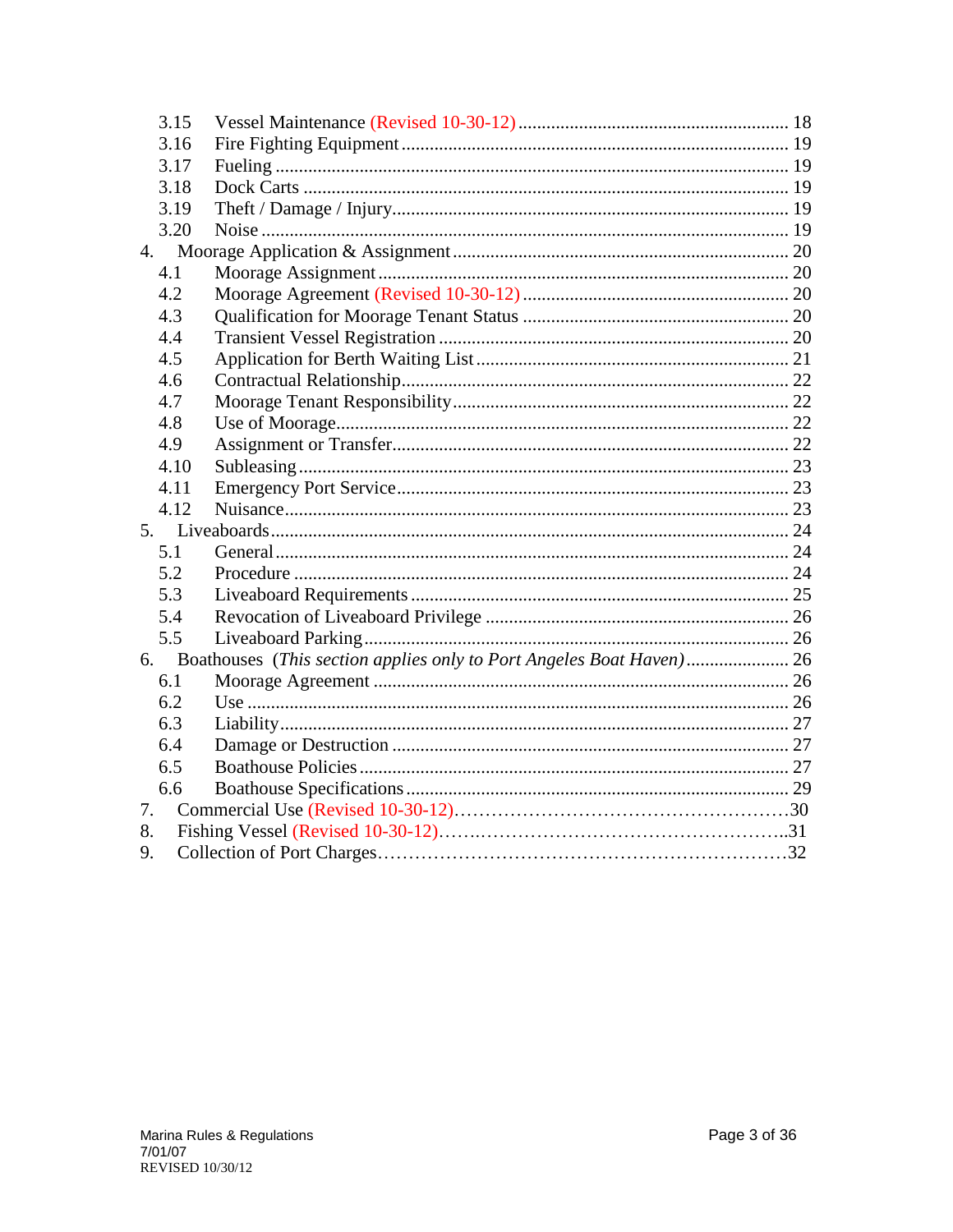- 3.15 Vessel Maintenance (Revised 10-30-12) ........................................................ 18
- 3.16 Fire Fighting Equipment .................................................................................. 19
- 3.17 Fueling ............................................................................................................. 19
- 3.18 Dock Carts ....................................................................................................... 19
- 3.19 Theft / Damage / Injury.................................................................................... 19
- 3.20 Noise ............................................................................................................... 19

4. Moorage Application & Assignment ...................................................................... 20
   - 4.1 Moorage Assignment ....................................................................................... 20
   - 4.2 Moorage Agreement (Revised 10-30-12) ........................................................ 20
   - 4.3 Qualification for Moorage Tenant Status ........................................................ 20
   - 4.4 Transient Vessel Registration .......................................................................... 20
   - 4.5 Application for Berth Waiting List .................................................................. 21
   - 4.6 Contractual Relationship.................................................................................. 22
   - 4.7 Moorage Tenant Responsibility....................................................................... 22
   - 4.8 Use of Moorage................................................................................................ 22
   - 4.9 Assignment or Transfer.................................................................................... 22
   - 4.10 Subleasing ....................................................................................................... 23
   - 4.11 Emergency Port Service................................................................................... 23
   - 4.12 Nuisance........................................................................................................... 23
5. Liveaboards.............................................................................................................. 24
   - 5.1 General............................................................................................................. 24
   - 5.2 Procedure ........................................................................................................ 24
   - 5.3 Liveaboard Requirements ................................................................................ 25
   - 5.4 Revocation of Liveaboard Privilege ................................................................ 26
   - 5.5 Liveaboard Parking.......................................................................................... 26
6. Boathouses (*This section applies only to Port Angeles Boat Haven*) ...................... 26
   - 6.1 Moorage Agreement ....................................................................................... 26
   - 6.2 Use .................................................................................................................. 26
   - 6.3 Liability........................................................................................................... 27
   - 6.4 Damage or Destruction ................................................................................... 27
   - 6.5 Boathouse Policies .......................................................................................... 27
   - 6.6 Boathouse Specifications ................................................................................ 29
7. Commercial Use (Revised 10-30-12)……………………………………………30
8. Fishing Vessel (Revised 10-30-12).……..…………………………………………..31
9. Collection of Port Charges…………………………………………………………32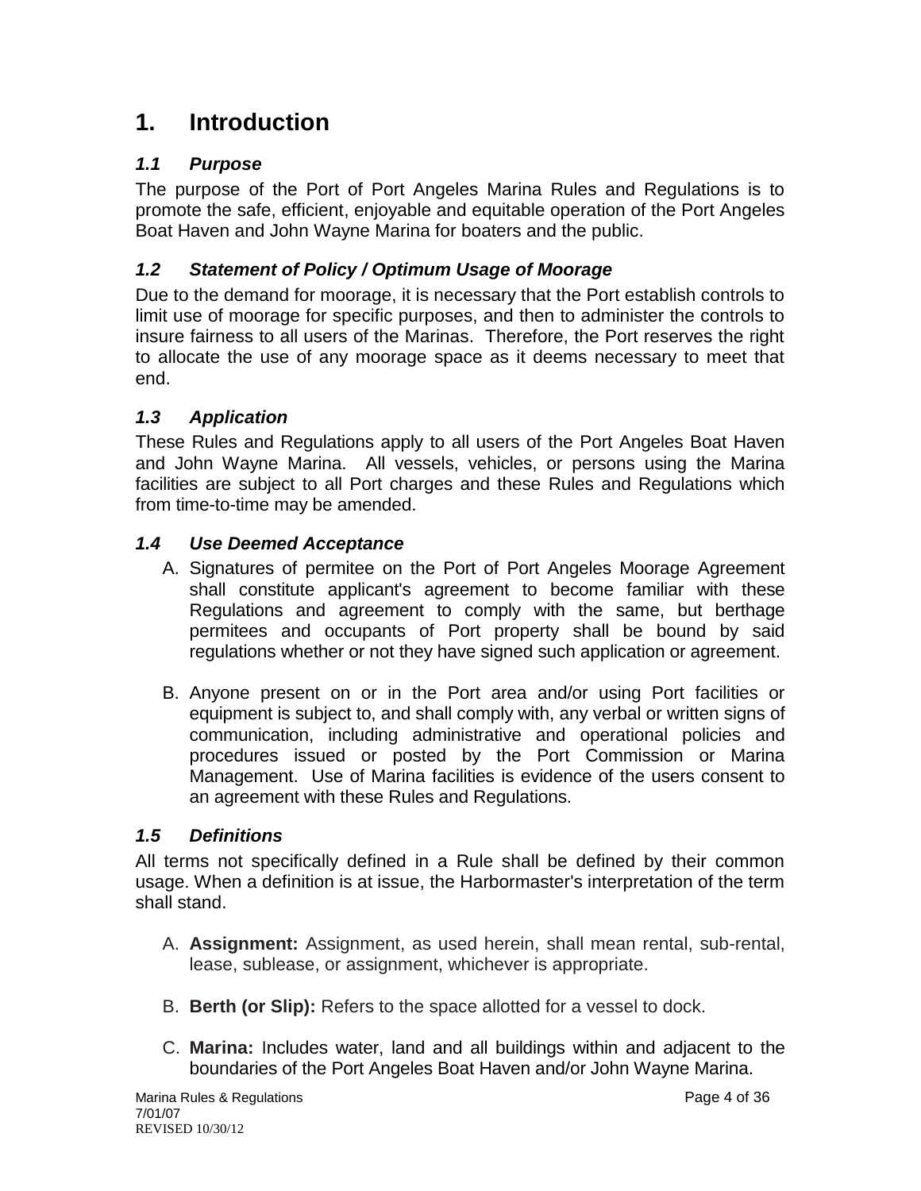# 1. Introduction

## *1.1 Purpose*

The purpose of the Port of Port Angeles Marina Rules and Regulations is to promote the safe, efficient, enjoyable and equitable operation of the Port Angeles Boat Haven and John Wayne Marina for boaters and the public.

## *1.2 Statement of Policy / Optimum Usage of Moorage*

Due to the demand for moorage, it is necessary that the Port establish controls to limit use of moorage for specific purposes, and then to administer the controls to insure fairness to all users of the Marinas. Therefore, the Port reserves the right to allocate the use of any moorage space as it deems necessary to meet that end.

## *1.3 Application*

These Rules and Regulations apply to all users of the Port Angeles Boat Haven and John Wayne Marina. All vessels, vehicles, or persons using the Marina facilities are subject to all Port charges and these Rules and Regulations which from time-to-time may be amended.

## *1.4 Use Deemed Acceptance*

A. Signatures of permitee on the Port of Port Angeles Moorage Agreement shall constitute applicant's agreement to become familiar with these Regulations and agreement to comply with the same, but berthage permitees and occupants of Port property shall be bound by said regulations whether or not they have signed such application or agreement.

B. Anyone present on or in the Port area and/or using Port facilities or equipment is subject to, and shall comply with, any verbal or written signs of communication, including administrative and operational policies and procedures issued or posted by the Port Commission or Marina Management. Use of Marina facilities is evidence of the users consent to an agreement with these Rules and Regulations.

## *1.5 Definitions*

All terms not specifically defined in a Rule shall be defined by their common usage. When a definition is at issue, the Harbormaster's interpretation of the term shall stand.

A. **Assignment:** Assignment, as used herein, shall mean rental, sub-rental, lease, sublease, or assignment, whichever is appropriate.

B. **Berth (or Slip):** Refers to the space allotted for a vessel to dock.

C. **Marina:** Includes water, land and all buildings within and adjacent to the boundaries of the Port Angeles Boat Haven and/or John Wayne Marina.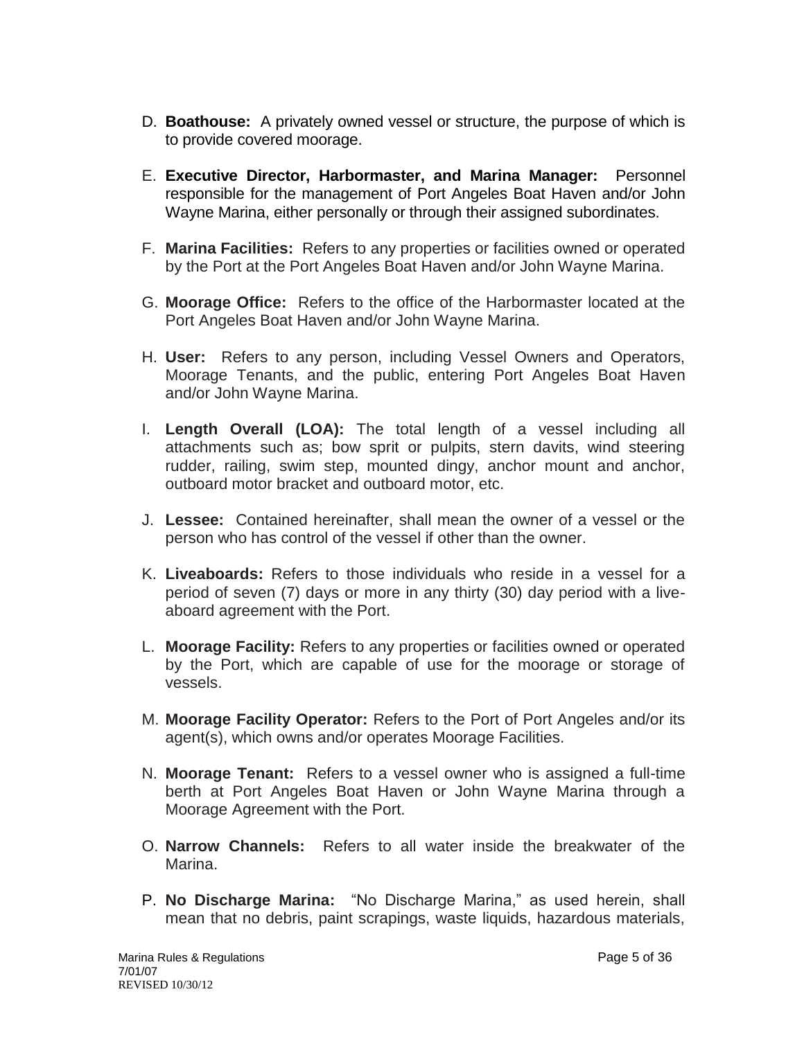D. **Boathouse:** A privately owned vessel or structure, the purpose of which is to provide covered moorage.

E. **Executive Director, Harbormaster, and Marina Manager:** Personnel responsible for the management of Port Angeles Boat Haven and/or John Wayne Marina, either personally or through their assigned subordinates.

F. **Marina Facilities:** Refers to any properties or facilities owned or operated by the Port at the Port Angeles Boat Haven and/or John Wayne Marina.

G. **Moorage Office:** Refers to the office of the Harbormaster located at the Port Angeles Boat Haven and/or John Wayne Marina.

H. **User:** Refers to any person, including Vessel Owners and Operators, Moorage Tenants, and the public, entering Port Angeles Boat Haven and/or John Wayne Marina.

I. **Length Overall (LOA):** The total length of a vessel including all attachments such as; bow sprit or pulpits, stern davits, wind steering rudder, railing, swim step, mounted dingy, anchor mount and anchor, outboard motor bracket and outboard motor, etc.

J. **Lessee:** Contained hereinafter, shall mean the owner of a vessel or the person who has control of the vessel if other than the owner.

K. **Liveaboards:** Refers to those individuals who reside in a vessel for a period of seven (7) days or more in any thirty (30) day period with a live-aboard agreement with the Port.

L. **Moorage Facility:** Refers to any properties or facilities owned or operated by the Port, which are capable of use for the moorage or storage of vessels.

M. **Moorage Facility Operator:** Refers to the Port of Port Angeles and/or its agent(s), which owns and/or operates Moorage Facilities.

N. **Moorage Tenant:** Refers to a vessel owner who is assigned a full-time berth at Port Angeles Boat Haven or John Wayne Marina through a Moorage Agreement with the Port.

O. **Narrow Channels:** Refers to all water inside the breakwater of the Marina.

P. **No Discharge Marina:** "No Discharge Marina," as used herein, shall mean that no debris, paint scrapings, waste liquids, hazardous materials,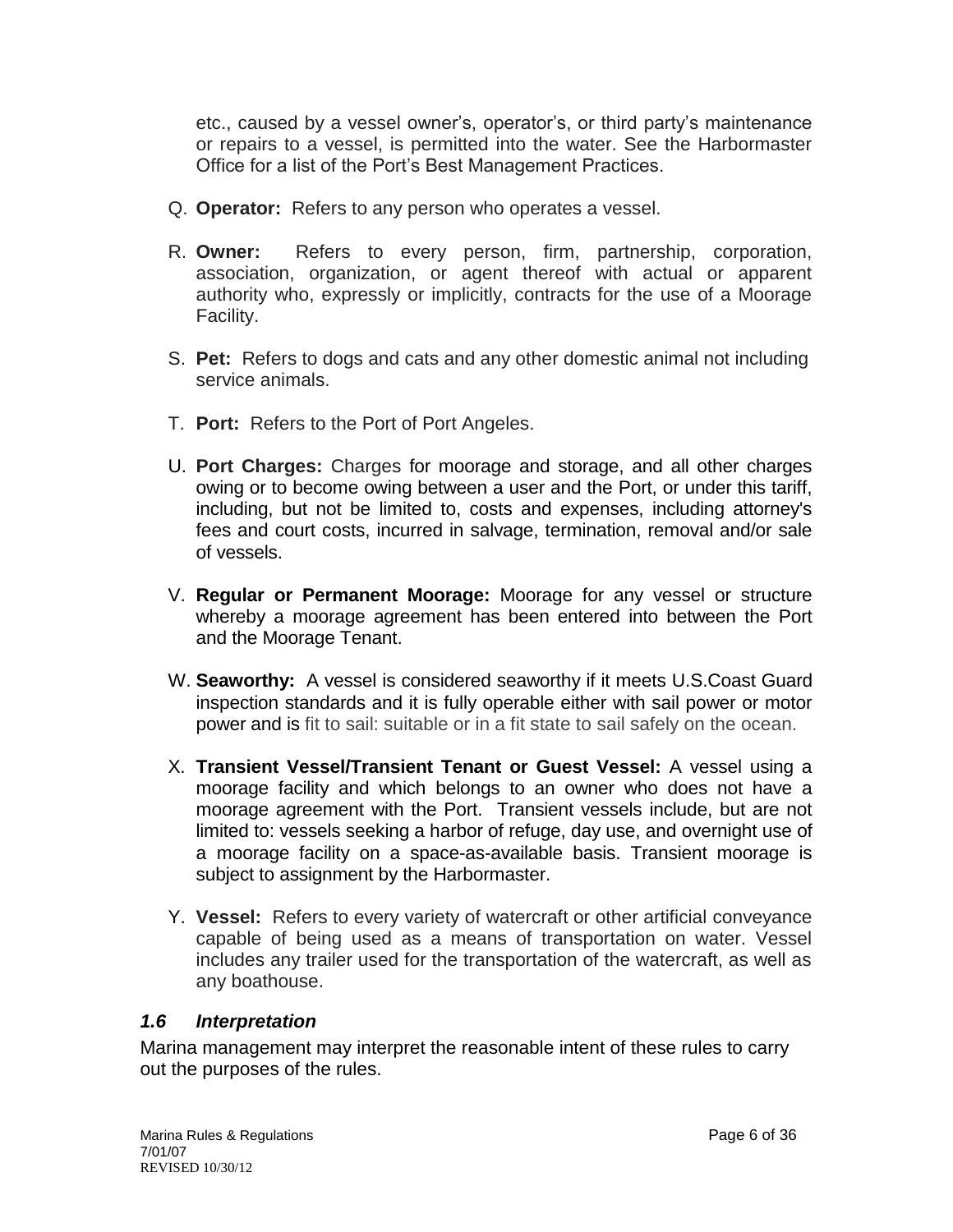etc., caused by a vessel owner's, operator's, or third party's maintenance or repairs to a vessel, is permitted into the water. See the Harbormaster Office for a list of the Port's Best Management Practices.

Q. **Operator:** Refers to any person who operates a vessel.

R. **Owner:** Refers to every person, firm, partnership, corporation, association, organization, or agent thereof with actual or apparent authority who, expressly or implicitly, contracts for the use of a Moorage Facility.

S. **Pet:** Refers to dogs and cats and any other domestic animal not including service animals.

T. **Port:** Refers to the Port of Port Angeles.

U. **Port Charges:** Charges for moorage and storage, and all other charges owing or to become owing between a user and the Port, or under this tariff, including, but not be limited to, costs and expenses, including attorney's fees and court costs, incurred in salvage, termination, removal and/or sale of vessels.

V. **Regular or Permanent Moorage:** Moorage for any vessel or structure whereby a moorage agreement has been entered into between the Port and the Moorage Tenant.

W. **Seaworthy:** A vessel is considered seaworthy if it meets U.S.Coast Guard inspection standards and it is fully operable either with sail power or motor power and is fit to sail: suitable or in a fit state to sail safely on the ocean.

X. **Transient Vessel/Transient Tenant or Guest Vessel:** A vessel using a moorage facility and which belongs to an owner who does not have a moorage agreement with the Port. Transient vessels include, but are not limited to: vessels seeking a harbor of refuge, day use, and overnight use of a moorage facility on a space-as-available basis. Transient moorage is subject to assignment by the Harbormaster.

Y. **Vessel:** Refers to every variety of watercraft or other artificial conveyance capable of being used as a means of transportation on water. Vessel includes any trailer used for the transportation of the watercraft, as well as any boathouse.

### *1.6 Interpretation*

Marina management may interpret the reasonable intent of these rules to carry out the purposes of the rules.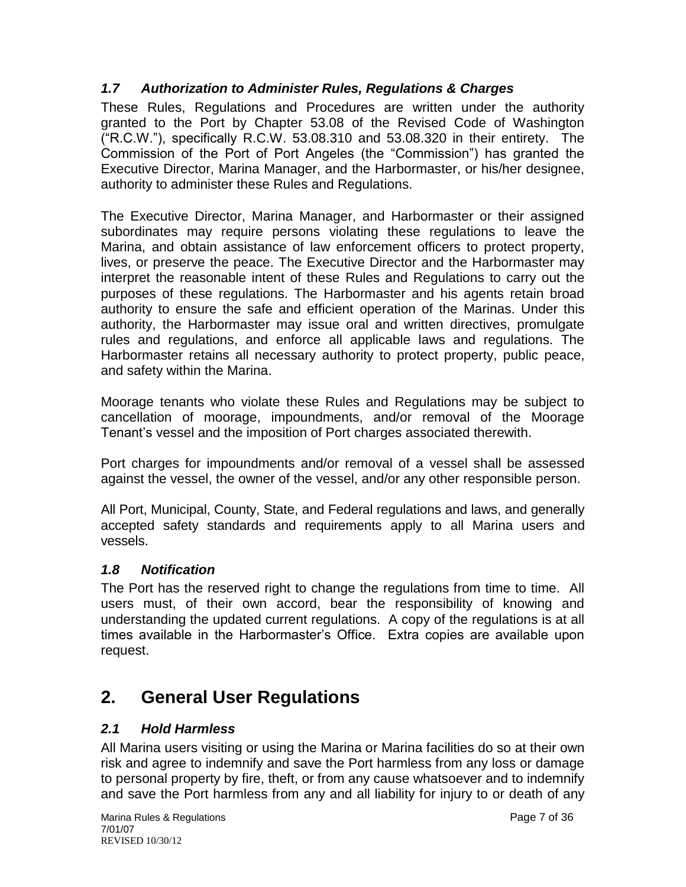### *1.7 Authorization to Administer Rules, Regulations & Charges*

These Rules, Regulations and Procedures are written under the authority granted to the Port by Chapter 53.08 of the Revised Code of Washington ("R.C.W."), specifically R.C.W. 53.08.310 and 53.08.320 in their entirety. The Commission of the Port of Port Angeles (the "Commission") has granted the Executive Director, Marina Manager, and the Harbormaster, or his/her designee, authority to administer these Rules and Regulations.

The Executive Director, Marina Manager, and Harbormaster or their assigned subordinates may require persons violating these regulations to leave the Marina, and obtain assistance of law enforcement officers to protect property, lives, or preserve the peace. The Executive Director and the Harbormaster may interpret the reasonable intent of these Rules and Regulations to carry out the purposes of these regulations. The Harbormaster and his agents retain broad authority to ensure the safe and efficient operation of the Marinas. Under this authority, the Harbormaster may issue oral and written directives, promulgate rules and regulations, and enforce all applicable laws and regulations. The Harbormaster retains all necessary authority to protect property, public peace, and safety within the Marina.

Moorage tenants who violate these Rules and Regulations may be subject to cancellation of moorage, impoundments, and/or removal of the Moorage Tenant's vessel and the imposition of Port charges associated therewith.

Port charges for impoundments and/or removal of a vessel shall be assessed against the vessel, the owner of the vessel, and/or any other responsible person.

All Port, Municipal, County, State, and Federal regulations and laws, and generally accepted safety standards and requirements apply to all Marina users and vessels.

### *1.8 Notification*

The Port has the reserved right to change the regulations from time to time. All users must, of their own accord, bear the responsibility of knowing and understanding the updated current regulations. A copy of the regulations is at all times available in the Harbormaster's Office. Extra copies are available upon request.

# 2. General User Regulations

### *2.1 Hold Harmless*

All Marina users visiting or using the Marina or Marina facilities do so at their own risk and agree to indemnify and save the Port harmless from any loss or damage to personal property by fire, theft, or from any cause whatsoever and to indemnify and save the Port harmless from any and all liability for injury to or death of any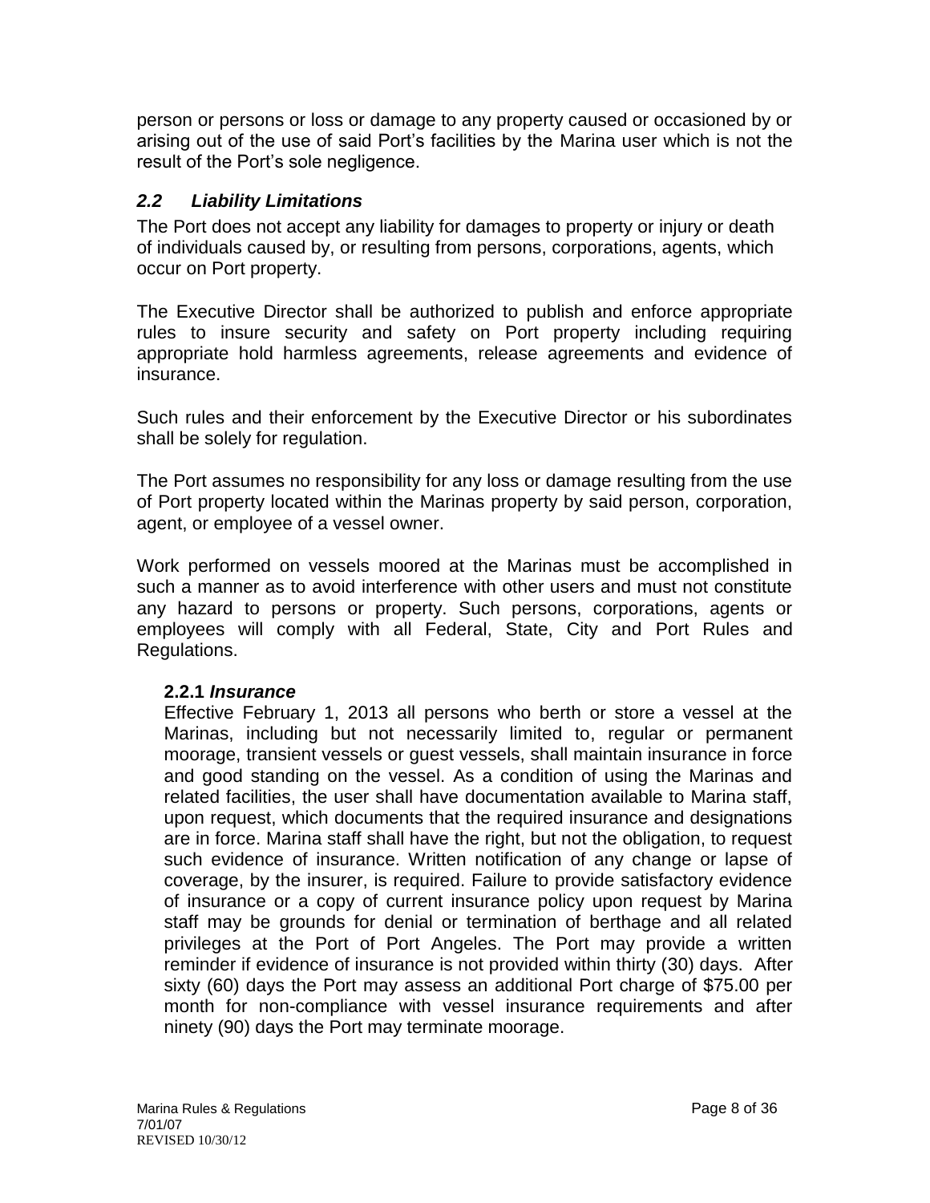person or persons or loss or damage to any property caused or occasioned by or arising out of the use of said Port's facilities by the Marina user which is not the result of the Port's sole negligence.

## *2.2 Liability Limitations*

The Port does not accept any liability for damages to property or injury or death of individuals caused by, or resulting from persons, corporations, agents, which occur on Port property.

The Executive Director shall be authorized to publish and enforce appropriate rules to insure security and safety on Port property including requiring appropriate hold harmless agreements, release agreements and evidence of insurance.

Such rules and their enforcement by the Executive Director or his subordinates shall be solely for regulation.

The Port assumes no responsibility for any loss or damage resulting from the use of Port property located within the Marinas property by said person, corporation, agent, or employee of a vessel owner.

Work performed on vessels moored at the Marinas must be accomplished in such a manner as to avoid interference with other users and must not constitute any hazard to persons or property. Such persons, corporations, agents or employees will comply with all Federal, State, City and Port Rules and Regulations.

### **2.2.1** ***Insurance***

Effective February 1, 2013 all persons who berth or store a vessel at the Marinas, including but not necessarily limited to, regular or permanent moorage, transient vessels or guest vessels, shall maintain insurance in force and good standing on the vessel. As a condition of using the Marinas and related facilities, the user shall have documentation available to Marina staff, upon request, which documents that the required insurance and designations are in force. Marina staff shall have the right, but not the obligation, to request such evidence of insurance. Written notification of any change or lapse of coverage, by the insurer, is required. Failure to provide satisfactory evidence of insurance or a copy of current insurance policy upon request by Marina staff may be grounds for denial or termination of berthage and all related privileges at the Port of Port Angeles. The Port may provide a written reminder if evidence of insurance is not provided within thirty (30) days. After sixty (60) days the Port may assess an additional Port charge of $75.00 per month for non-compliance with vessel insurance requirements and after ninety (90) days the Port may terminate moorage.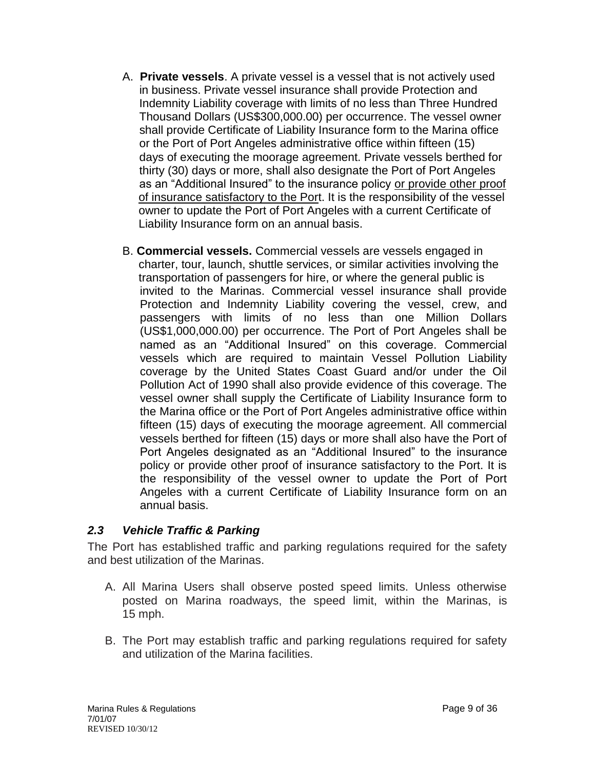A. **Private vessels**. A private vessel is a vessel that is not actively used in business. Private vessel insurance shall provide Protection and Indemnity Liability coverage with limits of no less than Three Hundred Thousand Dollars (US$300,000.00) per occurrence. The vessel owner shall provide Certificate of Liability Insurance form to the Marina office or the Port of Port Angeles administrative office within fifteen (15) days of executing the moorage agreement. Private vessels berthed for thirty (30) days or more, shall also designate the Port of Port Angeles as an "Additional Insured" to the insurance policy <u>or provide other proof of insurance satisfactory to the Port</u>. It is the responsibility of the vessel owner to update the Port of Port Angeles with a current Certificate of Liability Insurance form on an annual basis.

B. **Commercial vessels.** Commercial vessels are vessels engaged in charter, tour, launch, shuttle services, or similar activities involving the transportation of passengers for hire, or where the general public is invited to the Marinas. Commercial vessel insurance shall provide Protection and Indemnity Liability covering the vessel, crew, and passengers with limits of no less than one Million Dollars (US$1,000,000.00) per occurrence. The Port of Port Angeles shall be named as an "Additional Insured" on this coverage. Commercial vessels which are required to maintain Vessel Pollution Liability coverage by the United States Coast Guard and/or under the Oil Pollution Act of 1990 shall also provide evidence of this coverage. The vessel owner shall supply the Certificate of Liability Insurance form to the Marina office or the Port of Port Angeles administrative office within fifteen (15) days of executing the moorage agreement. All commercial vessels berthed for fifteen (15) days or more shall also have the Port of Port Angeles designated as an "Additional Insured" to the insurance policy or provide other proof of insurance satisfactory to the Port. It is the responsibility of the vessel owner to update the Port of Port Angeles with a current Certificate of Liability Insurance form on an annual basis.

### *2.3 Vehicle Traffic & Parking*

The Port has established traffic and parking regulations required for the safety and best utilization of the Marinas.

A. All Marina Users shall observe posted speed limits. Unless otherwise posted on Marina roadways, the speed limit, within the Marinas, is 15 mph.

B. The Port may establish traffic and parking regulations required for safety and utilization of the Marina facilities.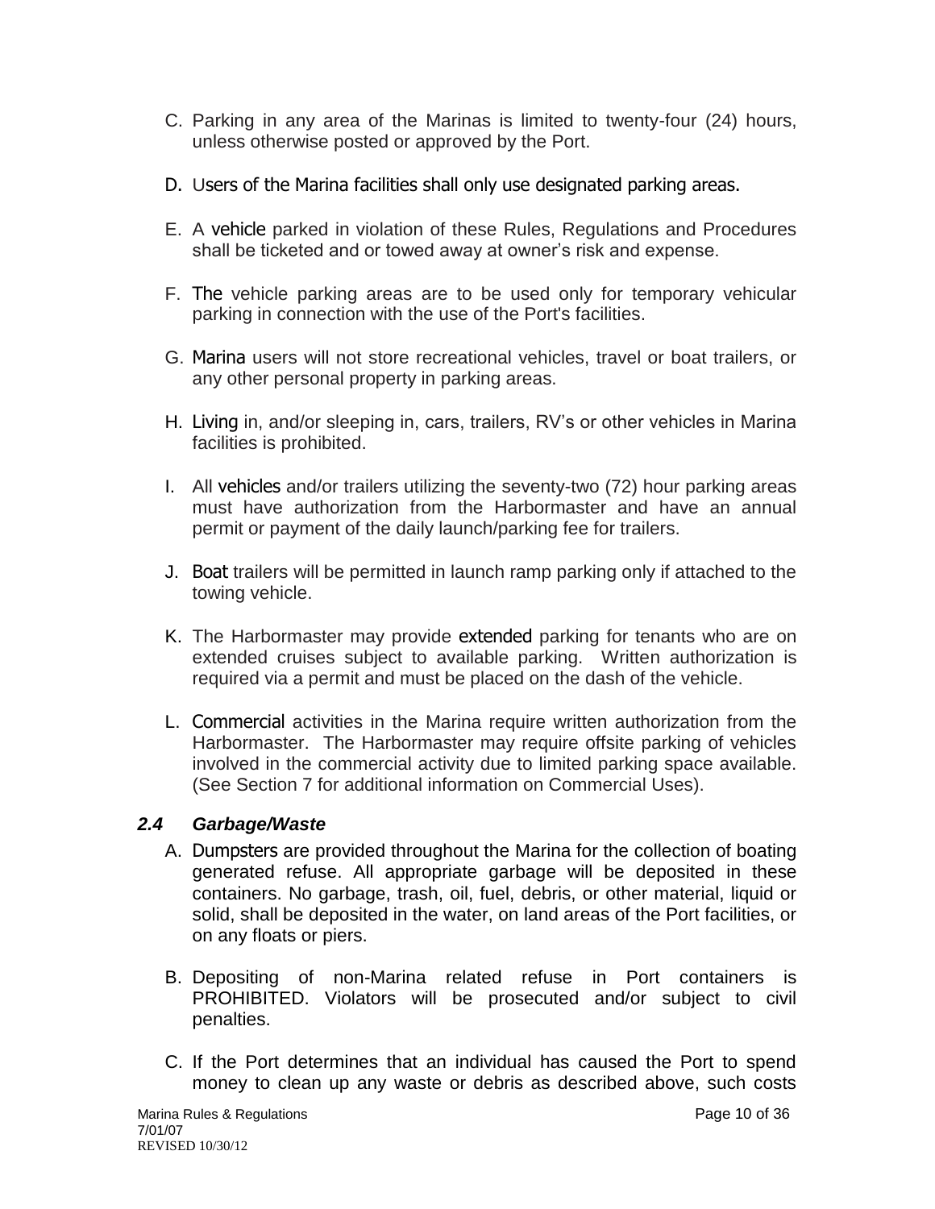C. Parking in any area of the Marinas is limited to twenty-four (24) hours, unless otherwise posted or approved by the Port.

D. Users of the Marina facilities shall only use designated parking areas.

E. A vehicle parked in violation of these Rules, Regulations and Procedures shall be ticketed and or towed away at owner's risk and expense.

F. The vehicle parking areas are to be used only for temporary vehicular parking in connection with the use of the Port's facilities.

G. Marina users will not store recreational vehicles, travel or boat trailers, or any other personal property in parking areas.

H. Living in, and/or sleeping in, cars, trailers, RV's or other vehicles in Marina facilities is prohibited.

I. All vehicles and/or trailers utilizing the seventy-two (72) hour parking areas must have authorization from the Harbormaster and have an annual permit or payment of the daily launch/parking fee for trailers.

J. Boat trailers will be permitted in launch ramp parking only if attached to the towing vehicle.

K. The Harbormaster may provide extended parking for tenants who are on extended cruises subject to available parking. Written authorization is required via a permit and must be placed on the dash of the vehicle.

L. Commercial activities in the Marina require written authorization from the Harbormaster. The Harbormaster may require offsite parking of vehicles involved in the commercial activity due to limited parking space available. (See Section 7 for additional information on Commercial Uses).

### *2.4 Garbage/Waste*

A. Dumpsters are provided throughout the Marina for the collection of boating generated refuse. All appropriate garbage will be deposited in these containers. No garbage, trash, oil, fuel, debris, or other material, liquid or solid, shall be deposited in the water, on land areas of the Port facilities, or on any floats or piers.

B. Depositing of non-Marina related refuse in Port containers is PROHIBITED. Violators will be prosecuted and/or subject to civil penalties.

C. If the Port determines that an individual has caused the Port to spend money to clean up any waste or debris as described above, such costs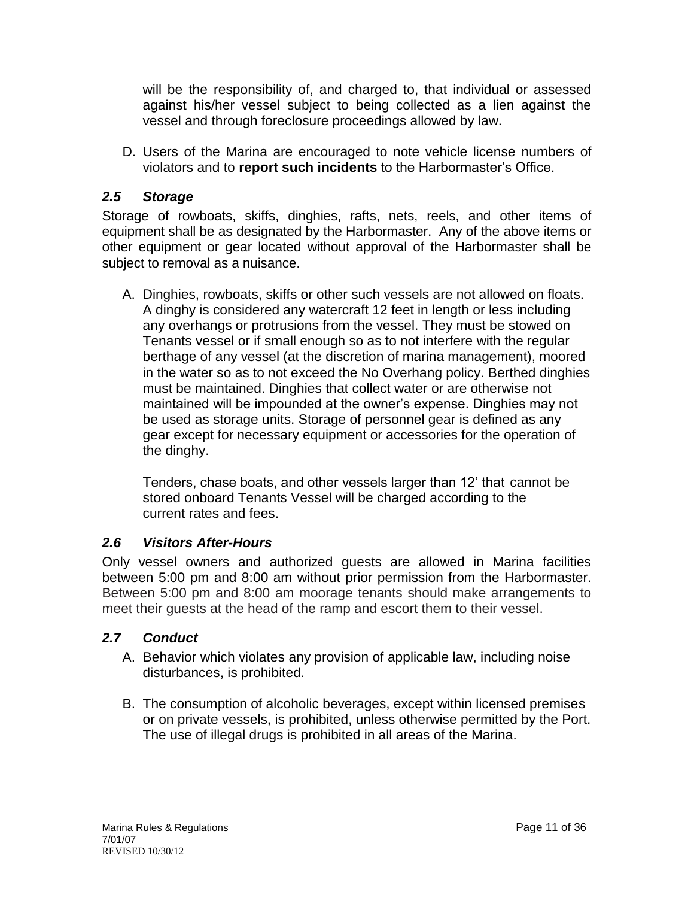will be the responsibility of, and charged to, that individual or assessed against his/her vessel subject to being collected as a lien against the vessel and through foreclosure proceedings allowed by law.

D. Users of the Marina are encouraged to note vehicle license numbers of violators and to **report such incidents** to the Harbormaster's Office.

### *2.5 Storage*

Storage of rowboats, skiffs, dinghies, rafts, nets, reels, and other items of equipment shall be as designated by the Harbormaster. Any of the above items or other equipment or gear located without approval of the Harbormaster shall be subject to removal as a nuisance.

A. Dinghies, rowboats, skiffs or other such vessels are not allowed on floats. A dinghy is considered any watercraft 12 feet in length or less including any overhangs or protrusions from the vessel. They must be stowed on Tenants vessel or if small enough so as to not interfere with the regular berthage of any vessel (at the discretion of marina management), moored in the water so as to not exceed the No Overhang policy. Berthed dinghies must be maintained. Dinghies that collect water or are otherwise not maintained will be impounded at the owner's expense. Dinghies may not be used as storage units. Storage of personnel gear is defined as any gear except for necessary equipment or accessories for the operation of the dinghy.

   Tenders, chase boats, and other vessels larger than 12' that cannot be stored onboard Tenants Vessel will be charged according to the current rates and fees.

### *2.6 Visitors After-Hours*

Only vessel owners and authorized guests are allowed in Marina facilities between 5:00 pm and 8:00 am without prior permission from the Harbormaster. Between 5:00 pm and 8:00 am moorage tenants should make arrangements to meet their guests at the head of the ramp and escort them to their vessel.

### *2.7 Conduct*

A. Behavior which violates any provision of applicable law, including noise disturbances, is prohibited.

B. The consumption of alcoholic beverages, except within licensed premises or on private vessels, is prohibited, unless otherwise permitted by the Port. The use of illegal drugs is prohibited in all areas of the Marina.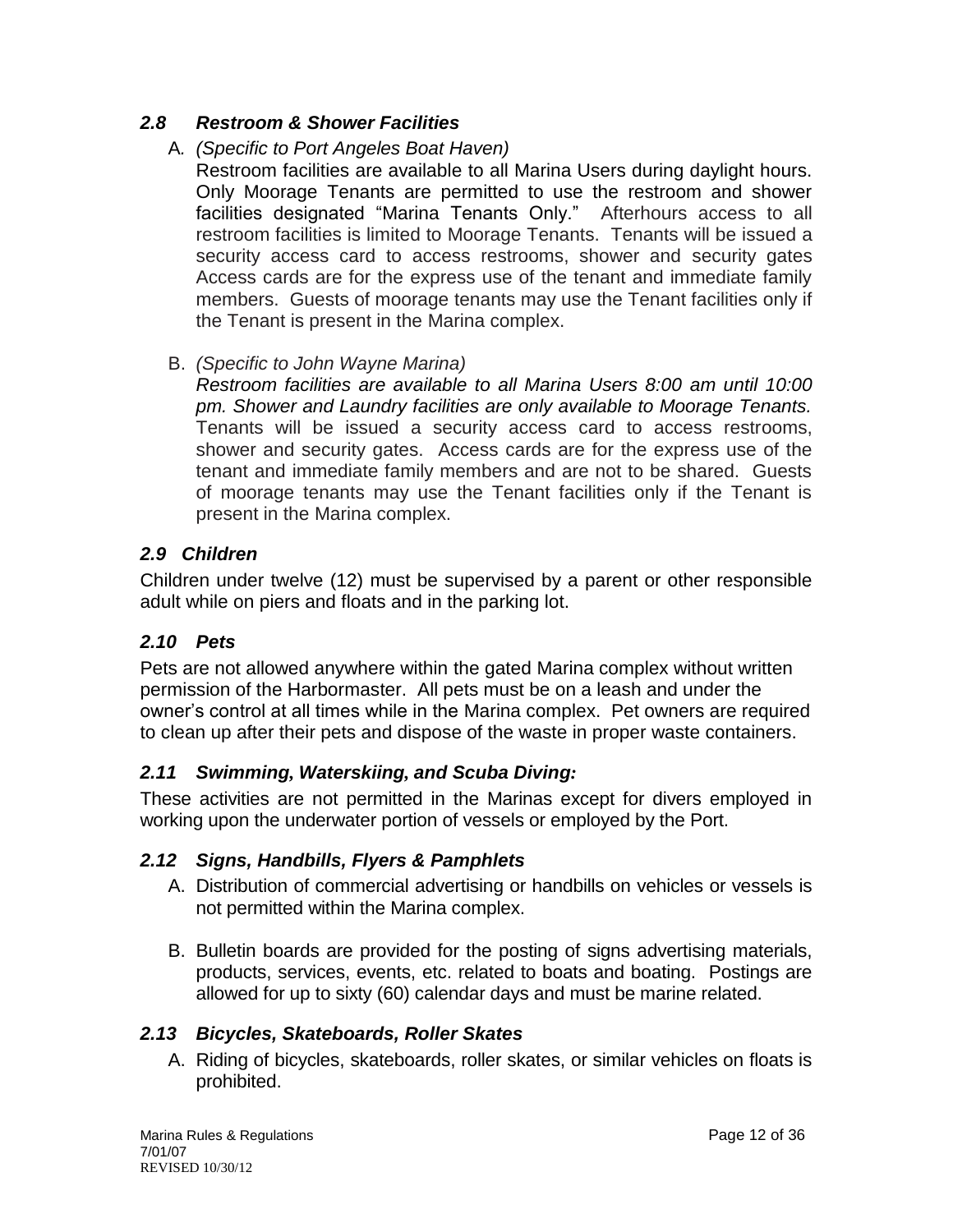### *2.8 Restroom & Shower Facilities*

A. *(Specific to Port Angeles Boat Haven)*
   Restroom facilities are available to all Marina Users during daylight hours. Only Moorage Tenants are permitted to use the restroom and shower facilities designated "Marina Tenants Only." Afterhours access to all restroom facilities is limited to Moorage Tenants. Tenants will be issued a security access card to access restrooms, shower and security gates Access cards are for the express use of the tenant and immediate family members. Guests of moorage tenants may use the Tenant facilities only if the Tenant is present in the Marina complex.

B. *(Specific to John Wayne Marina)*
   *Restroom facilities are available to all Marina Users 8:00 am until 10:00 pm. Shower and Laundry facilities are only available to Moorage Tenants.* Tenants will be issued a security access card to access restrooms, shower and security gates. Access cards are for the express use of the tenant and immediate family members and are not to be shared. Guests of moorage tenants may use the Tenant facilities only if the Tenant is present in the Marina complex.

### *2.9 Children*

Children under twelve (12) must be supervised by a parent or other responsible adult while on piers and floats and in the parking lot.

### *2.10 Pets*

Pets are not allowed anywhere within the gated Marina complex without written permission of the Harbormaster. All pets must be on a leash and under the owner's control at all times while in the Marina complex. Pet owners are required to clean up after their pets and dispose of the waste in proper waste containers.

### *2.11 Swimming, Waterskiing, and Scuba Diving:*

These activities are not permitted in the Marinas except for divers employed in working upon the underwater portion of vessels or employed by the Port.

### *2.12 Signs, Handbills, Flyers & Pamphlets*

A. Distribution of commercial advertising or handbills on vehicles or vessels is not permitted within the Marina complex.

B. Bulletin boards are provided for the posting of signs advertising materials, products, services, events, etc. related to boats and boating. Postings are allowed for up to sixty (60) calendar days and must be marine related.

### *2.13 Bicycles, Skateboards, Roller Skates*

A. Riding of bicycles, skateboards, roller skates, or similar vehicles on floats is prohibited.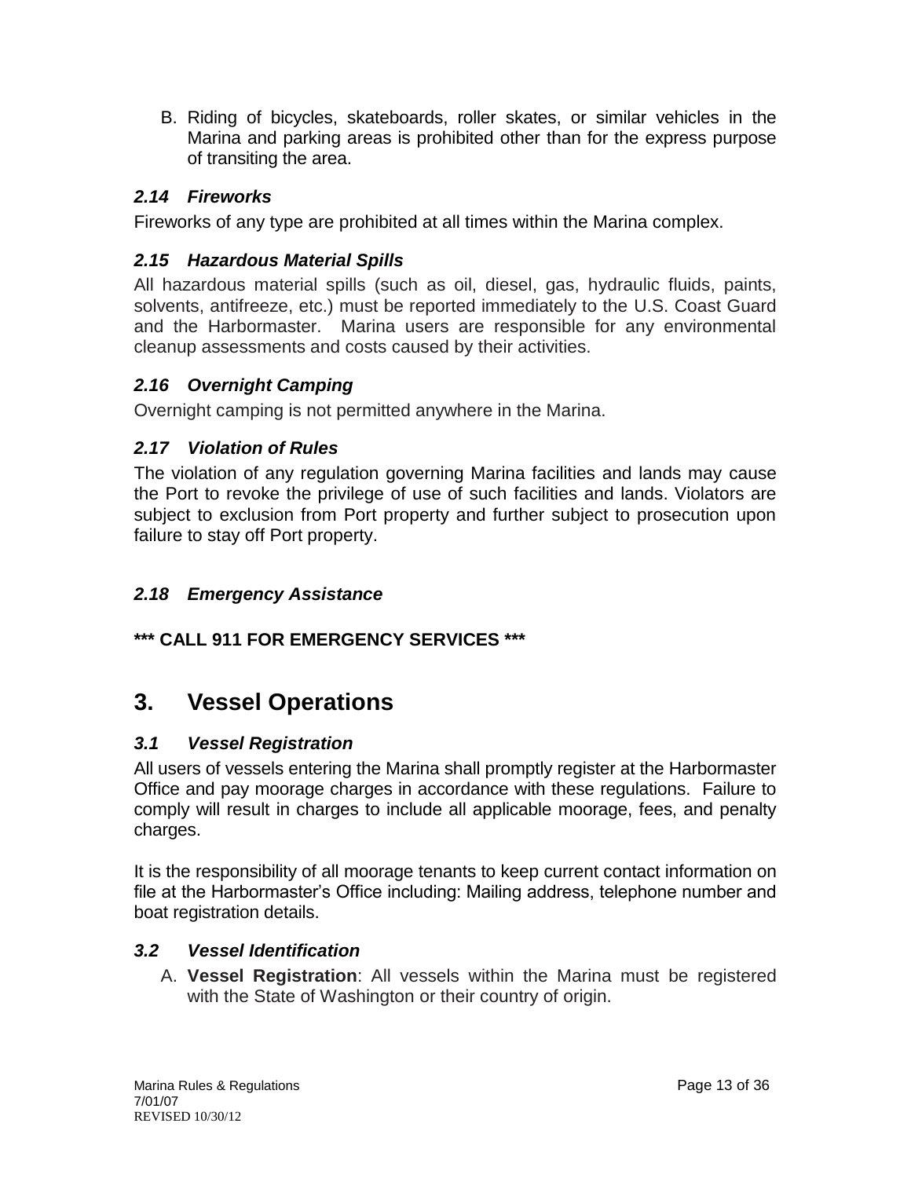B. Riding of bicycles, skateboards, roller skates, or similar vehicles in the Marina and parking areas is prohibited other than for the express purpose of transiting the area.

### *2.14 Fireworks*

Fireworks of any type are prohibited at all times within the Marina complex.

### *2.15 Hazardous Material Spills*

All hazardous material spills (such as oil, diesel, gas, hydraulic fluids, paints, solvents, antifreeze, etc.) must be reported immediately to the U.S. Coast Guard and the Harbormaster. Marina users are responsible for any environmental cleanup assessments and costs caused by their activities.

### *2.16 Overnight Camping*

Overnight camping is not permitted anywhere in the Marina.

### *2.17 Violation of Rules*

The violation of any regulation governing Marina facilities and lands may cause the Port to revoke the privilege of use of such facilities and lands. Violators are subject to exclusion from Port property and further subject to prosecution upon failure to stay off Port property.

### *2.18 Emergency Assistance*

**\*\*\* CALL 911 FOR EMERGENCY SERVICES \*\*\***

# 3. Vessel Operations

### *3.1 Vessel Registration*

All users of vessels entering the Marina shall promptly register at the Harbormaster Office and pay moorage charges in accordance with these regulations. Failure to comply will result in charges to include all applicable moorage, fees, and penalty charges.

It is the responsibility of all moorage tenants to keep current contact information on file at the Harbormaster's Office including: Mailing address, telephone number and boat registration details.

### *3.2 Vessel Identification*

A. **Vessel Registration**: All vessels within the Marina must be registered with the State of Washington or their country of origin.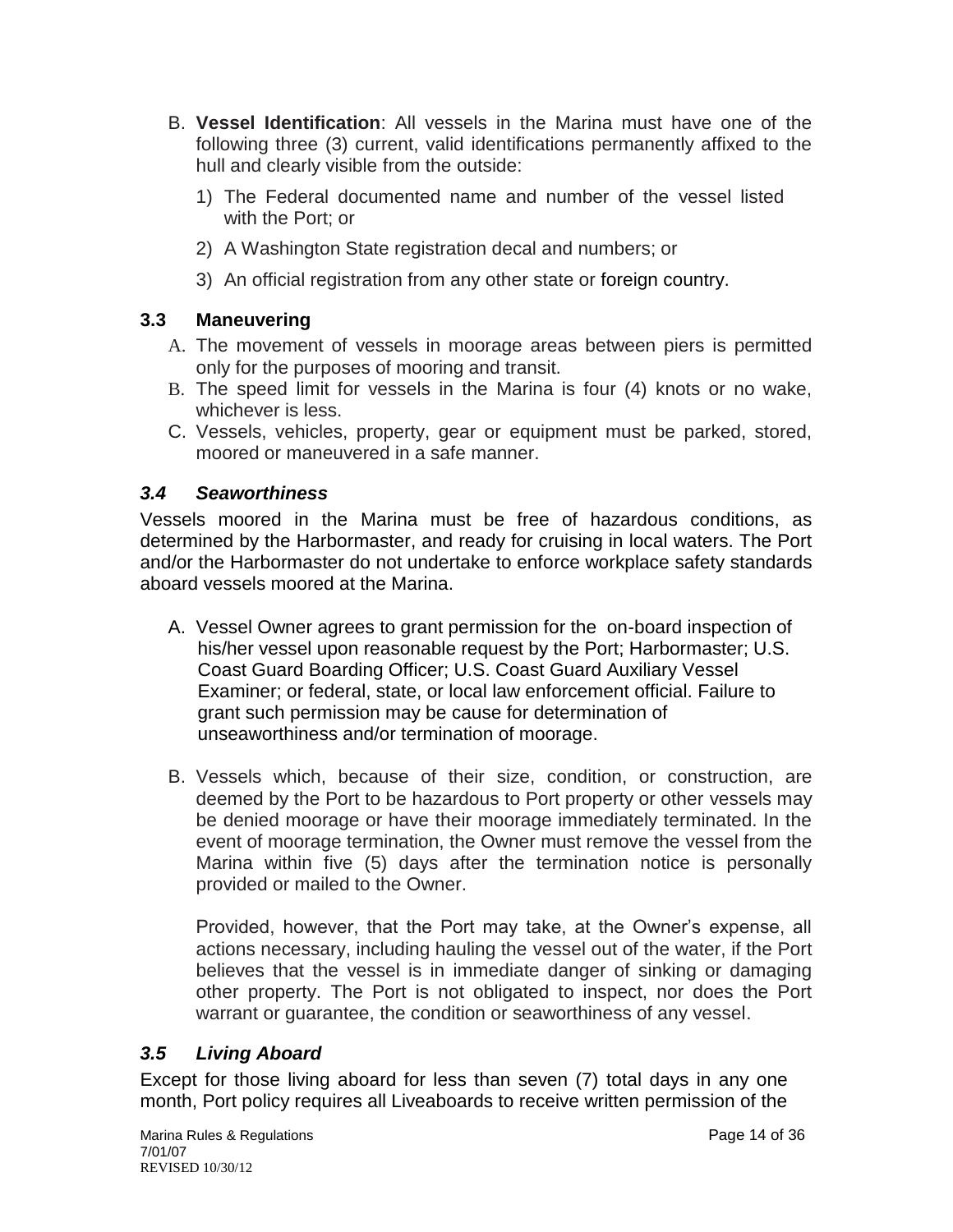B. **Vessel Identification**: All vessels in the Marina must have one of the following three (3) current, valid identifications permanently affixed to the hull and clearly visible from the outside:

   1) The Federal documented name and number of the vessel listed with the Port; or
   2) A Washington State registration decal and numbers; or
   3) An official registration from any other state or foreign country.

### 3.3 Maneuvering

A. The movement of vessels in moorage areas between piers is permitted only for the purposes of mooring and transit.

B. The speed limit for vessels in the Marina is four (4) knots or no wake, whichever is less.

C. Vessels, vehicles, property, gear or equipment must be parked, stored, moored or maneuvered in a safe manner.

### *3.4 Seaworthiness*

Vessels moored in the Marina must be free of hazardous conditions, as determined by the Harbormaster, and ready for cruising in local waters. The Port and/or the Harbormaster do not undertake to enforce workplace safety standards aboard vessels moored at the Marina.

A. Vessel Owner agrees to grant permission for the on-board inspection of his/her vessel upon reasonable request by the Port; Harbormaster; U.S. Coast Guard Boarding Officer; U.S. Coast Guard Auxiliary Vessel Examiner; or federal, state, or local law enforcement official. Failure to grant such permission may be cause for determination of unseaworthiness and/or termination of moorage.

B. Vessels which, because of their size, condition, or construction, are deemed by the Port to be hazardous to Port property or other vessels may be denied moorage or have their moorage immediately terminated. In the event of moorage termination, the Owner must remove the vessel from the Marina within five (5) days after the termination notice is personally provided or mailed to the Owner.

   Provided, however, that the Port may take, at the Owner's expense, all actions necessary, including hauling the vessel out of the water, if the Port believes that the vessel is in immediate danger of sinking or damaging other property. The Port is not obligated to inspect, nor does the Port warrant or guarantee, the condition or seaworthiness of any vessel.

### *3.5 Living Aboard*

Except for those living aboard for less than seven (7) total days in any one month, Port policy requires all Liveaboards to receive written permission of the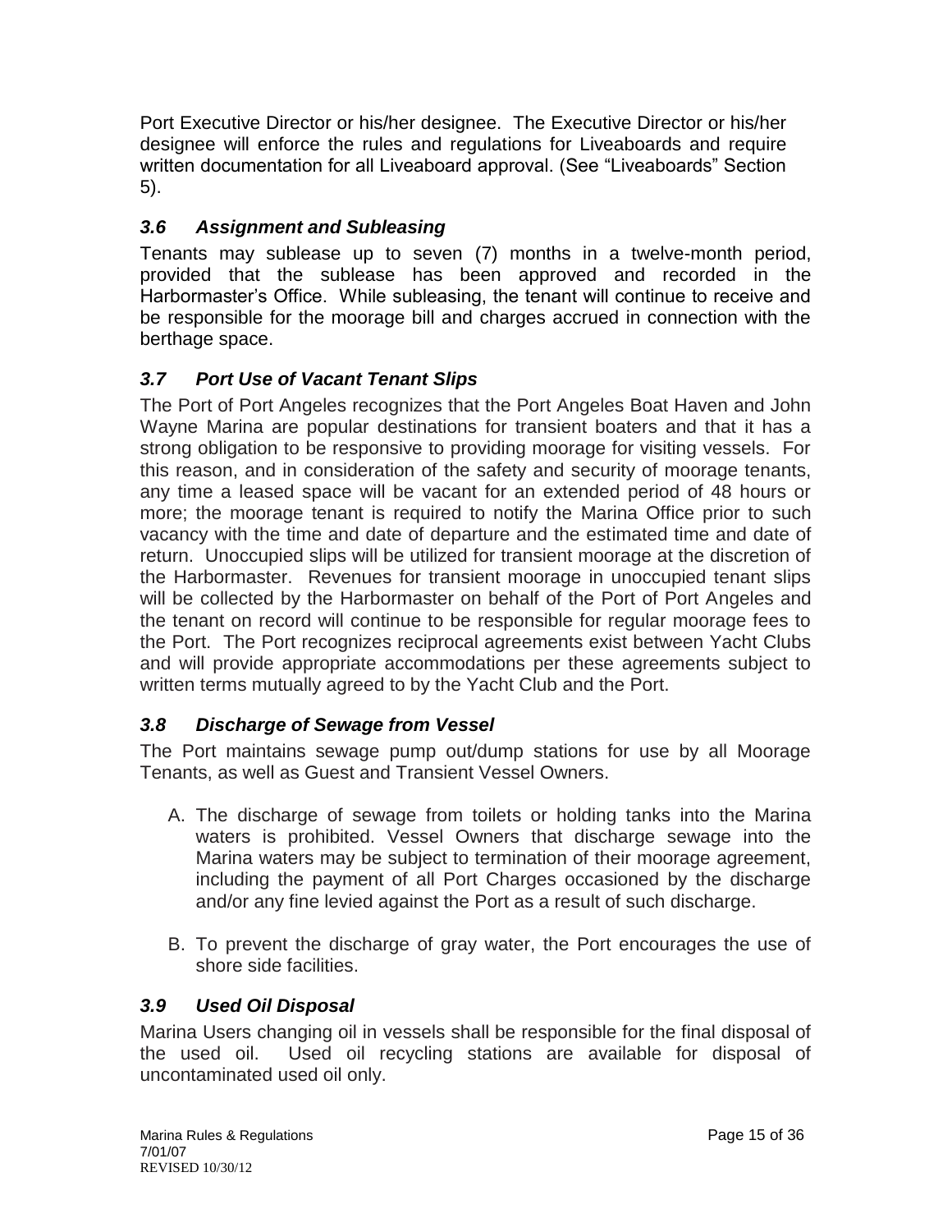Port Executive Director or his/her designee. The Executive Director or his/her designee will enforce the rules and regulations for Liveaboards and require written documentation for all Liveaboard approval. (See "Liveaboards" Section 5).

### *3.6 Assignment and Subleasing*

Tenants may sublease up to seven (7) months in a twelve-month period, provided that the sublease has been approved and recorded in the Harbormaster's Office. While subleasing, the tenant will continue to receive and be responsible for the moorage bill and charges accrued in connection with the berthage space.

### *3.7 Port Use of Vacant Tenant Slips*

The Port of Port Angeles recognizes that the Port Angeles Boat Haven and John Wayne Marina are popular destinations for transient boaters and that it has a strong obligation to be responsive to providing moorage for visiting vessels. For this reason, and in consideration of the safety and security of moorage tenants, any time a leased space will be vacant for an extended period of 48 hours or more; the moorage tenant is required to notify the Marina Office prior to such vacancy with the time and date of departure and the estimated time and date of return. Unoccupied slips will be utilized for transient moorage at the discretion of the Harbormaster. Revenues for transient moorage in unoccupied tenant slips will be collected by the Harbormaster on behalf of the Port of Port Angeles and the tenant on record will continue to be responsible for regular moorage fees to the Port. The Port recognizes reciprocal agreements exist between Yacht Clubs and will provide appropriate accommodations per these agreements subject to written terms mutually agreed to by the Yacht Club and the Port.

### *3.8 Discharge of Sewage from Vessel*

The Port maintains sewage pump out/dump stations for use by all Moorage Tenants, as well as Guest and Transient Vessel Owners.

A. The discharge of sewage from toilets or holding tanks into the Marina waters is prohibited. Vessel Owners that discharge sewage into the Marina waters may be subject to termination of their moorage agreement, including the payment of all Port Charges occasioned by the discharge and/or any fine levied against the Port as a result of such discharge.

B. To prevent the discharge of gray water, the Port encourages the use of shore side facilities.

### *3.9 Used Oil Disposal*

Marina Users changing oil in vessels shall be responsible for the final disposal of the used oil. Used oil recycling stations are available for disposal of uncontaminated used oil only.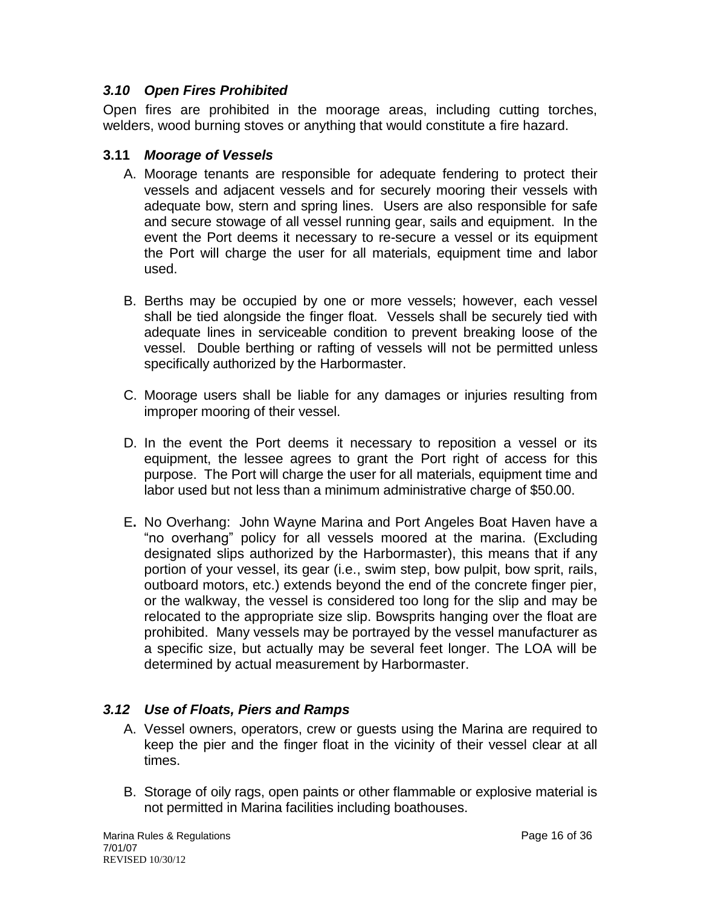### *3.10 Open Fires Prohibited*

Open fires are prohibited in the moorage areas, including cutting torches, welders, wood burning stoves or anything that would constitute a fire hazard.

### **3.11** *Moorage of Vessels*

A. Moorage tenants are responsible for adequate fendering to protect their vessels and adjacent vessels and for securely mooring their vessels with adequate bow, stern and spring lines. Users are also responsible for safe and secure stowage of all vessel running gear, sails and equipment. In the event the Port deems it necessary to re-secure a vessel or its equipment the Port will charge the user for all materials, equipment time and labor used.

B. Berths may be occupied by one or more vessels; however, each vessel shall be tied alongside the finger float. Vessels shall be securely tied with adequate lines in serviceable condition to prevent breaking loose of the vessel. Double berthing or rafting of vessels will not be permitted unless specifically authorized by the Harbormaster.

C. Moorage users shall be liable for any damages or injuries resulting from improper mooring of their vessel.

D. In the event the Port deems it necessary to reposition a vessel or its equipment, the lessee agrees to grant the Port right of access for this purpose. The Port will charge the user for all materials, equipment time and labor used but not less than a minimum administrative charge of $50.00.

E**.** No Overhang: John Wayne Marina and Port Angeles Boat Haven have a "no overhang" policy for all vessels moored at the marina. (Excluding designated slips authorized by the Harbormaster), this means that if any portion of your vessel, its gear (i.e., swim step, bow pulpit, bow sprit, rails, outboard motors, etc.) extends beyond the end of the concrete finger pier, or the walkway, the vessel is considered too long for the slip and may be relocated to the appropriate size slip. Bowsprits hanging over the float are prohibited. Many vessels may be portrayed by the vessel manufacturer as a specific size, but actually may be several feet longer. The LOA will be determined by actual measurement by Harbormaster.

### *3.12 Use of Floats, Piers and Ramps*

A. Vessel owners, operators, crew or guests using the Marina are required to keep the pier and the finger float in the vicinity of their vessel clear at all times.

B. Storage of oily rags, open paints or other flammable or explosive material is not permitted in Marina facilities including boathouses.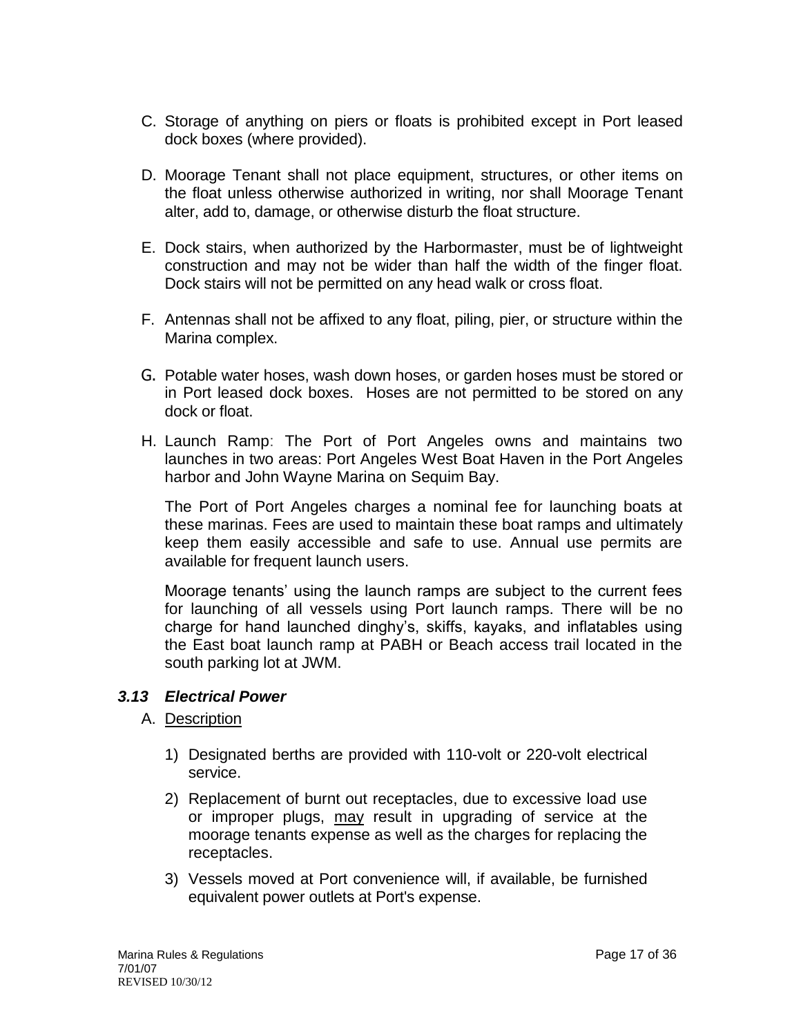C. Storage of anything on piers or floats is prohibited except in Port leased dock boxes (where provided).

D. Moorage Tenant shall not place equipment, structures, or other items on the float unless otherwise authorized in writing, nor shall Moorage Tenant alter, add to, damage, or otherwise disturb the float structure.

E. Dock stairs, when authorized by the Harbormaster, must be of lightweight construction and may not be wider than half the width of the finger float. Dock stairs will not be permitted on any head walk or cross float.

F. Antennas shall not be affixed to any float, piling, pier, or structure within the Marina complex.

G. Potable water hoses, wash down hoses, or garden hoses must be stored or in Port leased dock boxes. Hoses are not permitted to be stored on any dock or float.

H. Launch Ramp: The Port of Port Angeles owns and maintains two launches in two areas: Port Angeles West Boat Haven in the Port Angeles harbor and John Wayne Marina on Sequim Bay.

The Port of Port Angeles charges a nominal fee for launching boats at these marinas. Fees are used to maintain these boat ramps and ultimately keep them easily accessible and safe to use. Annual use permits are available for frequent launch users.

Moorage tenants' using the launch ramps are subject to the current fees for launching of all vessels using Port launch ramps. There will be no charge for hand launched dinghy's, skiffs, kayaks, and inflatables using the East boat launch ramp at PABH or Beach access trail located in the south parking lot at JWM.

### *3.13 Electrical Power*

A. Description

1) Designated berths are provided with 110-volt or 220-volt electrical service.
2) Replacement of burnt out receptacles, due to excessive load use or improper plugs, may result in upgrading of service at the moorage tenants expense as well as the charges for replacing the receptacles.
3) Vessels moved at Port convenience will, if available, be furnished equivalent power outlets at Port's expense.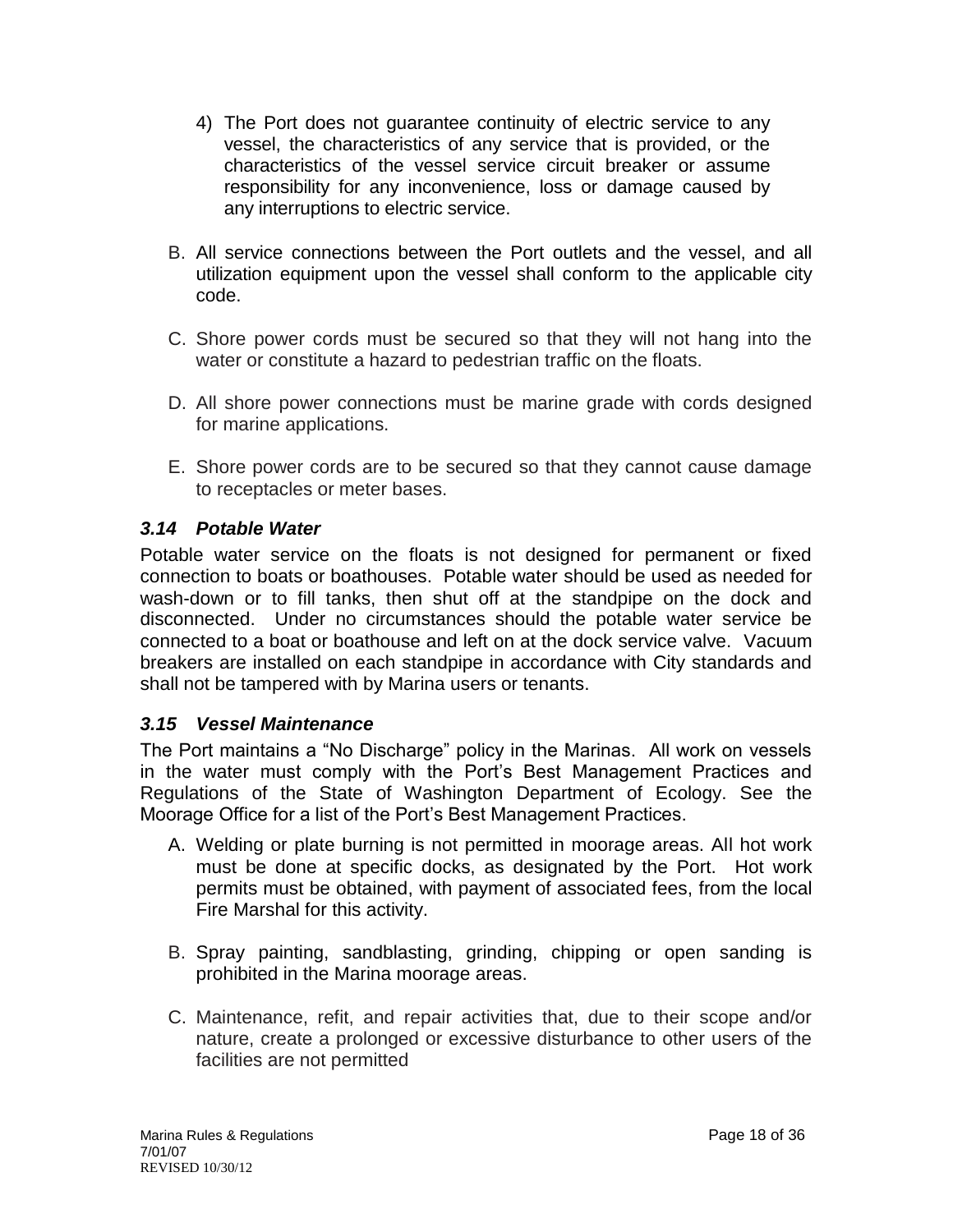4) The Port does not guarantee continuity of electric service to any vessel, the characteristics of any service that is provided, or the characteristics of the vessel service circuit breaker or assume responsibility for any inconvenience, loss or damage caused by any interruptions to electric service.

B. All service connections between the Port outlets and the vessel, and all utilization equipment upon the vessel shall conform to the applicable city code.

C. Shore power cords must be secured so that they will not hang into the water or constitute a hazard to pedestrian traffic on the floats.

D. All shore power connections must be marine grade with cords designed for marine applications.

E. Shore power cords are to be secured so that they cannot cause damage to receptacles or meter bases.

### *3.14 Potable Water*

Potable water service on the floats is not designed for permanent or fixed connection to boats or boathouses. Potable water should be used as needed for wash-down or to fill tanks, then shut off at the standpipe on the dock and disconnected. Under no circumstances should the potable water service be connected to a boat or boathouse and left on at the dock service valve. Vacuum breakers are installed on each standpipe in accordance with City standards and shall not be tampered with by Marina users or tenants.

### *3.15 Vessel Maintenance*

The Port maintains a "No Discharge" policy in the Marinas. All work on vessels in the water must comply with the Port's Best Management Practices and Regulations of the State of Washington Department of Ecology. See the Moorage Office for a list of the Port's Best Management Practices.

A. Welding or plate burning is not permitted in moorage areas. All hot work must be done at specific docks, as designated by the Port. Hot work permits must be obtained, with payment of associated fees, from the local Fire Marshal for this activity.

B. Spray painting, sandblasting, grinding, chipping or open sanding is prohibited in the Marina moorage areas.

C. Maintenance, refit, and repair activities that, due to their scope and/or nature, create a prolonged or excessive disturbance to other users of the facilities are not permitted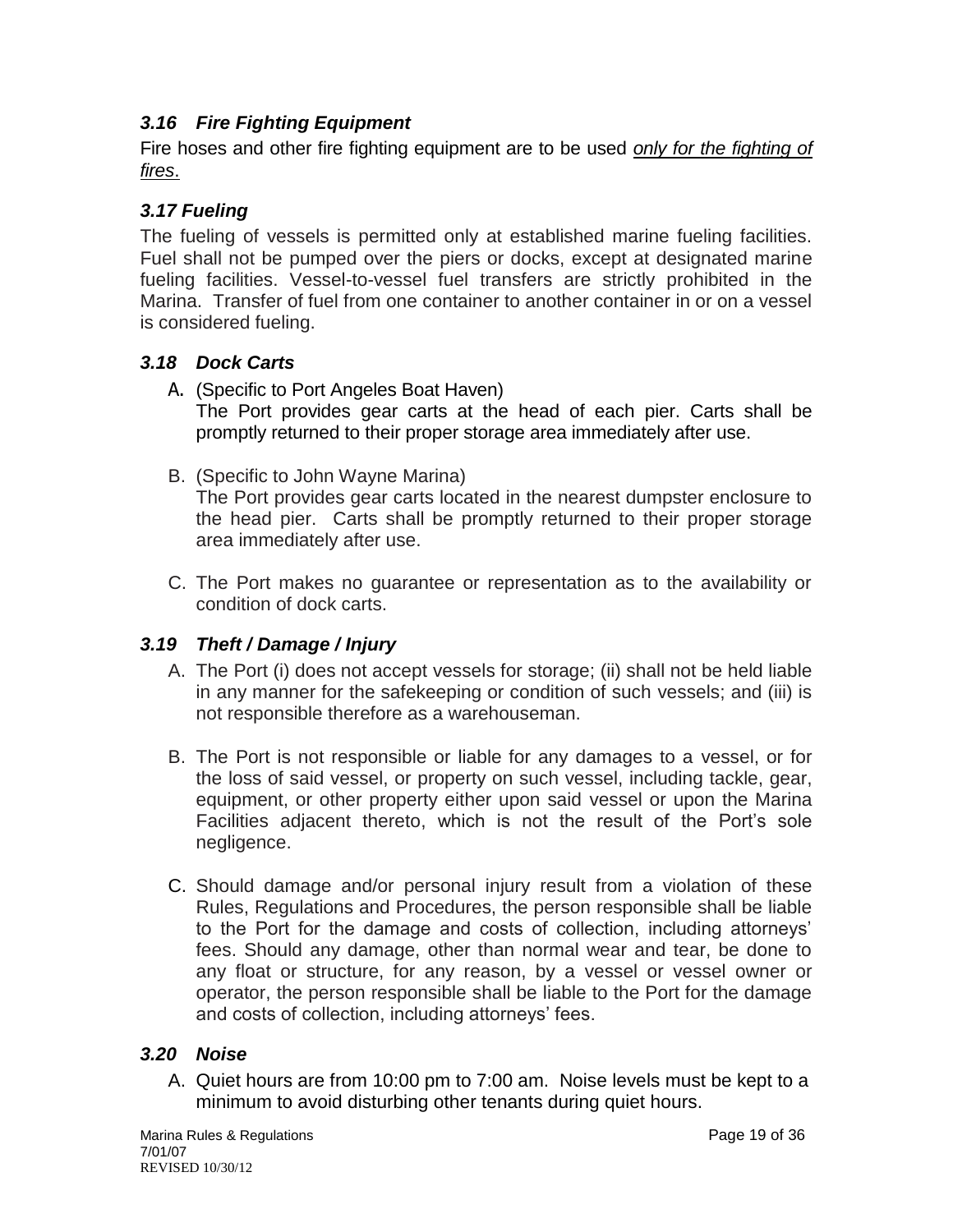### *3.16 Fire Fighting Equipment*

Fire hoses and other fire fighting equipment are to be used *only for the fighting of fires*.

### *3.17 Fueling*

The fueling of vessels is permitted only at established marine fueling facilities. Fuel shall not be pumped over the piers or docks, except at designated marine fueling facilities. Vessel-to-vessel fuel transfers are strictly prohibited in the Marina. Transfer of fuel from one container to another container in or on a vessel is considered fueling.

### *3.18 Dock Carts*

A. (Specific to Port Angeles Boat Haven)
   The Port provides gear carts at the head of each pier. Carts shall be promptly returned to their proper storage area immediately after use.

B. (Specific to John Wayne Marina)
   The Port provides gear carts located in the nearest dumpster enclosure to the head pier. Carts shall be promptly returned to their proper storage area immediately after use.

C. The Port makes no guarantee or representation as to the availability or condition of dock carts.

### *3.19 Theft / Damage / Injury*

A. The Port (i) does not accept vessels for storage; (ii) shall not be held liable in any manner for the safekeeping or condition of such vessels; and (iii) is not responsible therefore as a warehouseman.

B. The Port is not responsible or liable for any damages to a vessel, or for the loss of said vessel, or property on such vessel, including tackle, gear, equipment, or other property either upon said vessel or upon the Marina Facilities adjacent thereto, which is not the result of the Port's sole negligence.

C. Should damage and/or personal injury result from a violation of these Rules, Regulations and Procedures, the person responsible shall be liable to the Port for the damage and costs of collection, including attorneys' fees. Should any damage, other than normal wear and tear, be done to any float or structure, for any reason, by a vessel or vessel owner or operator, the person responsible shall be liable to the Port for the damage and costs of collection, including attorneys' fees.

### *3.20 Noise*

A. Quiet hours are from 10:00 pm to 7:00 am. Noise levels must be kept to a minimum to avoid disturbing other tenants during quiet hours.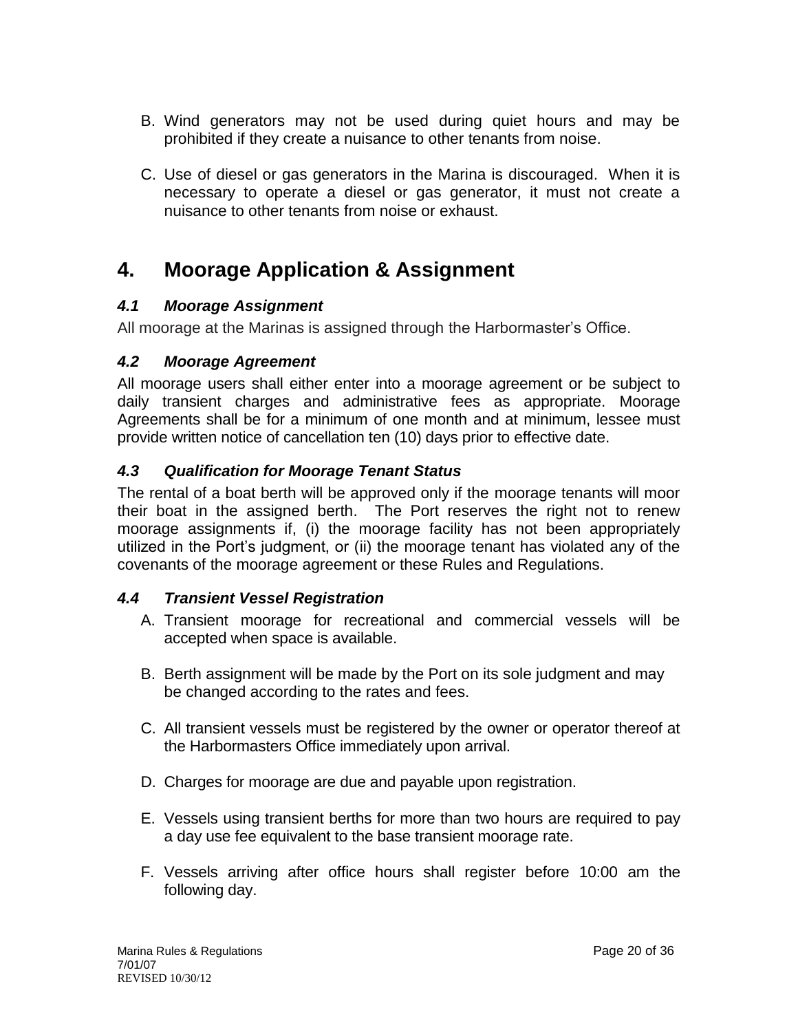B. Wind generators may not be used during quiet hours and may be prohibited if they create a nuisance to other tenants from noise.

C. Use of diesel or gas generators in the Marina is discouraged. When it is necessary to operate a diesel or gas generator, it must not create a nuisance to other tenants from noise or exhaust.

# 4. Moorage Application & Assignment

### *4.1 Moorage Assignment*

All moorage at the Marinas is assigned through the Harbormaster's Office.

### *4.2 Moorage Agreement*

All moorage users shall either enter into a moorage agreement or be subject to daily transient charges and administrative fees as appropriate. Moorage Agreements shall be for a minimum of one month and at minimum, lessee must provide written notice of cancellation ten (10) days prior to effective date.

### *4.3 Qualification for Moorage Tenant Status*

The rental of a boat berth will be approved only if the moorage tenants will moor their boat in the assigned berth. The Port reserves the right not to renew moorage assignments if, (i) the moorage facility has not been appropriately utilized in the Port's judgment, or (ii) the moorage tenant has violated any of the covenants of the moorage agreement or these Rules and Regulations.

### *4.4 Transient Vessel Registration*

A. Transient moorage for recreational and commercial vessels will be accepted when space is available.

B. Berth assignment will be made by the Port on its sole judgment and may be changed according to the rates and fees.

C. All transient vessels must be registered by the owner or operator thereof at the Harbormasters Office immediately upon arrival.

D. Charges for moorage are due and payable upon registration.

E. Vessels using transient berths for more than two hours are required to pay a day use fee equivalent to the base transient moorage rate.

F. Vessels arriving after office hours shall register before 10:00 am the following day.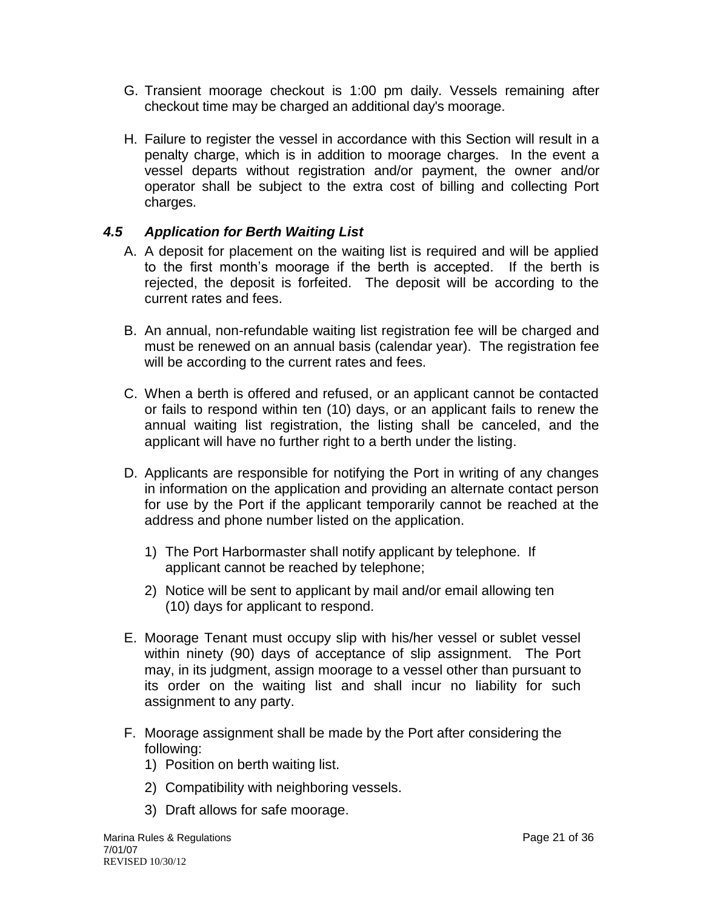G. Transient moorage checkout is 1:00 pm daily. Vessels remaining after checkout time may be charged an additional day's moorage.

H. Failure to register the vessel in accordance with this Section will result in a penalty charge, which is in addition to moorage charges. In the event a vessel departs without registration and/or payment, the owner and/or operator shall be subject to the extra cost of billing and collecting Port charges.

### *4.5 Application for Berth Waiting List*

A. A deposit for placement on the waiting list is required and will be applied to the first month's moorage if the berth is accepted. If the berth is rejected, the deposit is forfeited. The deposit will be according to the current rates and fees.

B. An annual, non-refundable waiting list registration fee will be charged and must be renewed on an annual basis (calendar year). The registration fee will be according to the current rates and fees.

C. When a berth is offered and refused, or an applicant cannot be contacted or fails to respond within ten (10) days, or an applicant fails to renew the annual waiting list registration, the listing shall be canceled, and the applicant will have no further right to a berth under the listing.

D. Applicants are responsible for notifying the Port in writing of any changes in information on the application and providing an alternate contact person for use by the Port if the applicant temporarily cannot be reached at the address and phone number listed on the application.

   1) The Port Harbormaster shall notify applicant by telephone. If applicant cannot be reached by telephone;

   2) Notice will be sent to applicant by mail and/or email allowing ten (10) days for applicant to respond.

E. Moorage Tenant must occupy slip with his/her vessel or sublet vessel within ninety (90) days of acceptance of slip assignment. The Port may, in its judgment, assign moorage to a vessel other than pursuant to its order on the waiting list and shall incur no liability for such assignment to any party.

F. Moorage assignment shall be made by the Port after considering the following:

   1) Position on berth waiting list.

   2) Compatibility with neighboring vessels.

   3) Draft allows for safe moorage.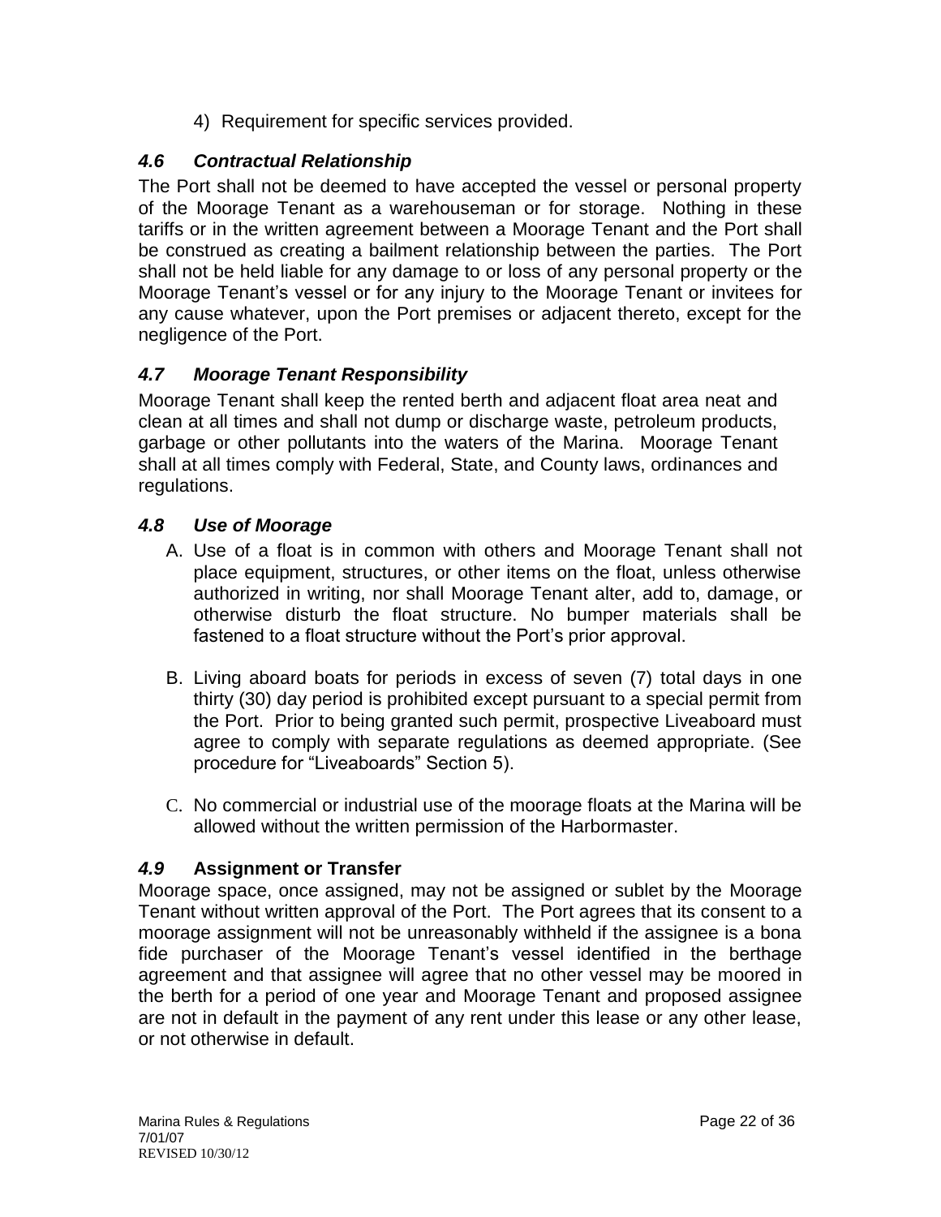4) Requirement for specific services provided.

### *4.6 Contractual Relationship*

The Port shall not be deemed to have accepted the vessel or personal property of the Moorage Tenant as a warehouseman or for storage. Nothing in these tariffs or in the written agreement between a Moorage Tenant and the Port shall be construed as creating a bailment relationship between the parties. The Port shall not be held liable for any damage to or loss of any personal property or the Moorage Tenant's vessel or for any injury to the Moorage Tenant or invitees for any cause whatever, upon the Port premises or adjacent thereto, except for the negligence of the Port.

### *4.7 Moorage Tenant Responsibility*

Moorage Tenant shall keep the rented berth and adjacent float area neat and clean at all times and shall not dump or discharge waste, petroleum products, garbage or other pollutants into the waters of the Marina. Moorage Tenant shall at all times comply with Federal, State, and County laws, ordinances and regulations.

### *4.8 Use of Moorage*

A. Use of a float is in common with others and Moorage Tenant shall not place equipment, structures, or other items on the float, unless otherwise authorized in writing, nor shall Moorage Tenant alter, add to, damage, or otherwise disturb the float structure. No bumper materials shall be fastened to a float structure without the Port's prior approval.

B. Living aboard boats for periods in excess of seven (7) total days in one thirty (30) day period is prohibited except pursuant to a special permit from the Port. Prior to being granted such permit, prospective Liveaboard must agree to comply with separate regulations as deemed appropriate. (See procedure for "Liveaboards" Section 5).

C. No commercial or industrial use of the moorage floats at the Marina will be allowed without the written permission of the Harbormaster.

### *4.9* **Assignment or Transfer**

Moorage space, once assigned, may not be assigned or sublet by the Moorage Tenant without written approval of the Port. The Port agrees that its consent to a moorage assignment will not be unreasonably withheld if the assignee is a bona fide purchaser of the Moorage Tenant's vessel identified in the berthage agreement and that assignee will agree that no other vessel may be moored in the berth for a period of one year and Moorage Tenant and proposed assignee are not in default in the payment of any rent under this lease or any other lease, or not otherwise in default.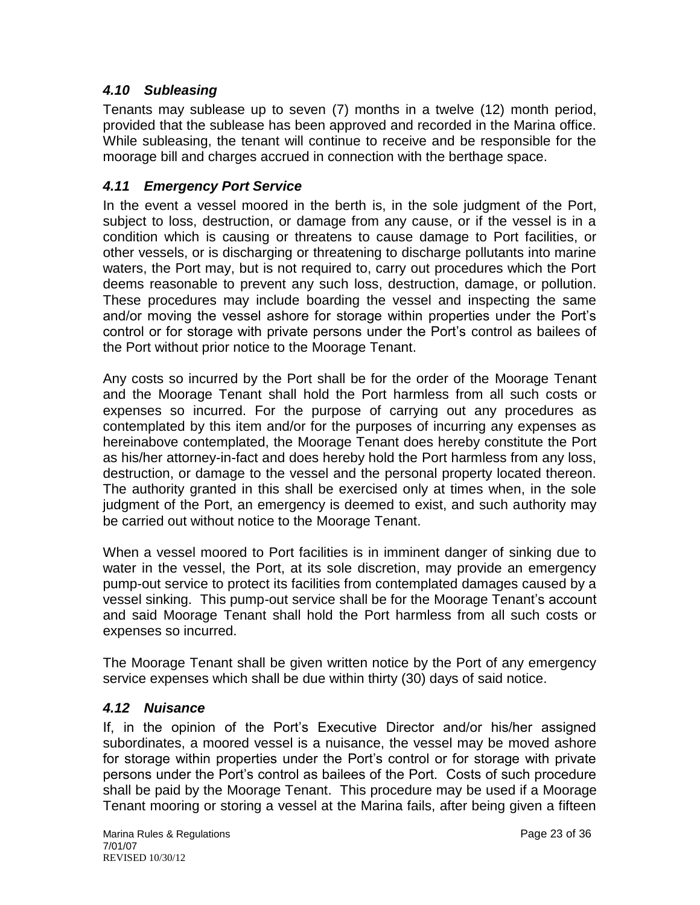### *4.10 Subleasing*

Tenants may sublease up to seven (7) months in a twelve (12) month period, provided that the sublease has been approved and recorded in the Marina office. While subleasing, the tenant will continue to receive and be responsible for the moorage bill and charges accrued in connection with the berthage space.

### *4.11 Emergency Port Service*

In the event a vessel moored in the berth is, in the sole judgment of the Port, subject to loss, destruction, or damage from any cause, or if the vessel is in a condition which is causing or threatens to cause damage to Port facilities, or other vessels, or is discharging or threatening to discharge pollutants into marine waters, the Port may, but is not required to, carry out procedures which the Port deems reasonable to prevent any such loss, destruction, damage, or pollution. These procedures may include boarding the vessel and inspecting the same and/or moving the vessel ashore for storage within properties under the Port's control or for storage with private persons under the Port's control as bailees of the Port without prior notice to the Moorage Tenant.

Any costs so incurred by the Port shall be for the order of the Moorage Tenant and the Moorage Tenant shall hold the Port harmless from all such costs or expenses so incurred. For the purpose of carrying out any procedures as contemplated by this item and/or for the purposes of incurring any expenses as hereinabove contemplated, the Moorage Tenant does hereby constitute the Port as his/her attorney-in-fact and does hereby hold the Port harmless from any loss, destruction, or damage to the vessel and the personal property located thereon. The authority granted in this shall be exercised only at times when, in the sole judgment of the Port, an emergency is deemed to exist, and such authority may be carried out without notice to the Moorage Tenant.

When a vessel moored to Port facilities is in imminent danger of sinking due to water in the vessel, the Port, at its sole discretion, may provide an emergency pump-out service to protect its facilities from contemplated damages caused by a vessel sinking. This pump-out service shall be for the Moorage Tenant's account and said Moorage Tenant shall hold the Port harmless from all such costs or expenses so incurred.

The Moorage Tenant shall be given written notice by the Port of any emergency service expenses which shall be due within thirty (30) days of said notice.

### *4.12 Nuisance*

If, in the opinion of the Port's Executive Director and/or his/her assigned subordinates, a moored vessel is a nuisance, the vessel may be moved ashore for storage within properties under the Port's control or for storage with private persons under the Port's control as bailees of the Port. Costs of such procedure shall be paid by the Moorage Tenant. This procedure may be used if a Moorage Tenant mooring or storing a vessel at the Marina fails, after being given a fifteen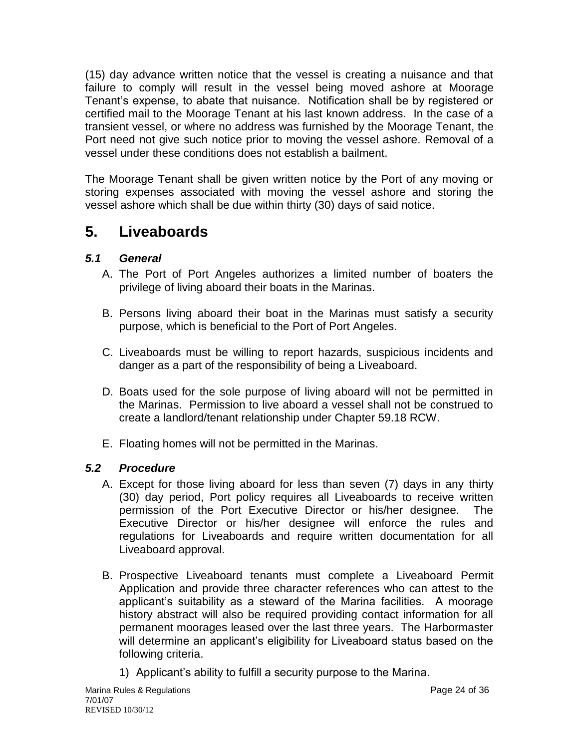(15) day advance written notice that the vessel is creating a nuisance and that failure to comply will result in the vessel being moved ashore at Moorage Tenant's expense, to abate that nuisance. Notification shall be by registered or certified mail to the Moorage Tenant at his last known address. In the case of a transient vessel, or where no address was furnished by the Moorage Tenant, the Port need not give such notice prior to moving the vessel ashore. Removal of a vessel under these conditions does not establish a bailment.

The Moorage Tenant shall be given written notice by the Port of any moving or storing expenses associated with moving the vessel ashore and storing the vessel ashore which shall be due within thirty (30) days of said notice.

# 5. Liveaboards

### *5.1 General*

A. The Port of Port Angeles authorizes a limited number of boaters the privilege of living aboard their boats in the Marinas.

B. Persons living aboard their boat in the Marinas must satisfy a security purpose, which is beneficial to the Port of Port Angeles.

C. Liveaboards must be willing to report hazards, suspicious incidents and danger as a part of the responsibility of being a Liveaboard.

D. Boats used for the sole purpose of living aboard will not be permitted in the Marinas. Permission to live aboard a vessel shall not be construed to create a landlord/tenant relationship under Chapter 59.18 RCW.

E. Floating homes will not be permitted in the Marinas.

### *5.2 Procedure*

A. Except for those living aboard for less than seven (7) days in any thirty (30) day period, Port policy requires all Liveaboards to receive written permission of the Port Executive Director or his/her designee. The Executive Director or his/her designee will enforce the rules and regulations for Liveaboards and require written documentation for all Liveaboard approval.

B. Prospective Liveaboard tenants must complete a Liveaboard Permit Application and provide three character references who can attest to the applicant's suitability as a steward of the Marina facilities. A moorage history abstract will also be required providing contact information for all permanent moorages leased over the last three years. The Harbormaster will determine an applicant's eligibility for Liveaboard status based on the following criteria.

   1) Applicant's ability to fulfill a security purpose to the Marina.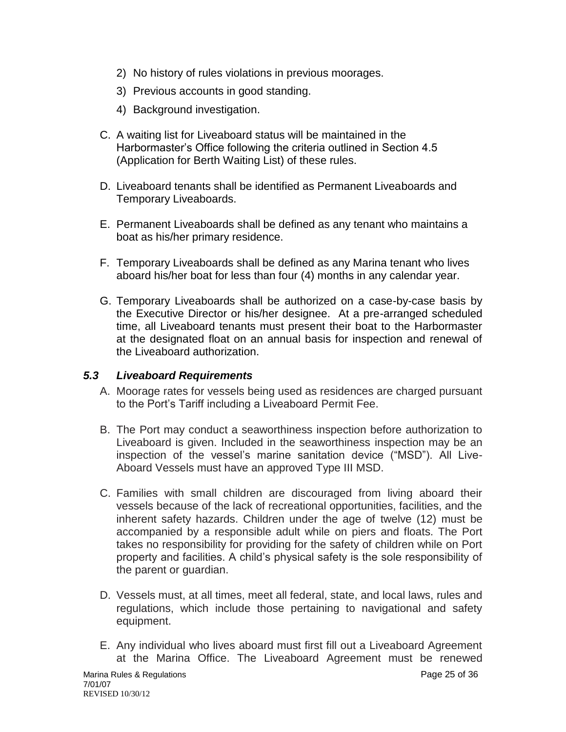2) No history of rules violations in previous moorages.

3) Previous accounts in good standing.

4) Background investigation.

C. A waiting list for Liveaboard status will be maintained in the Harbormaster's Office following the criteria outlined in Section 4.5 (Application for Berth Waiting List) of these rules.

D. Liveaboard tenants shall be identified as Permanent Liveaboards and Temporary Liveaboards.

E. Permanent Liveaboards shall be defined as any tenant who maintains a boat as his/her primary residence.

F. Temporary Liveaboards shall be defined as any Marina tenant who lives aboard his/her boat for less than four (4) months in any calendar year.

G. Temporary Liveaboards shall be authorized on a case-by-case basis by the Executive Director or his/her designee. At a pre-arranged scheduled time, all Liveaboard tenants must present their boat to the Harbormaster at the designated float on an annual basis for inspection and renewal of the Liveaboard authorization.

### *5.3 Liveaboard Requirements*

A. Moorage rates for vessels being used as residences are charged pursuant to the Port's Tariff including a Liveaboard Permit Fee.

B. The Port may conduct a seaworthiness inspection before authorization to Liveaboard is given. Included in the seaworthiness inspection may be an inspection of the vessel's marine sanitation device ("MSD"). All Live-Aboard Vessels must have an approved Type III MSD.

C. Families with small children are discouraged from living aboard their vessels because of the lack of recreational opportunities, facilities, and the inherent safety hazards. Children under the age of twelve (12) must be accompanied by a responsible adult while on piers and floats. The Port takes no responsibility for providing for the safety of children while on Port property and facilities. A child's physical safety is the sole responsibility of the parent or guardian.

D. Vessels must, at all times, meet all federal, state, and local laws, rules and regulations, which include those pertaining to navigational and safety equipment.

E. Any individual who lives aboard must first fill out a Liveaboard Agreement at the Marina Office. The Liveaboard Agreement must be renewed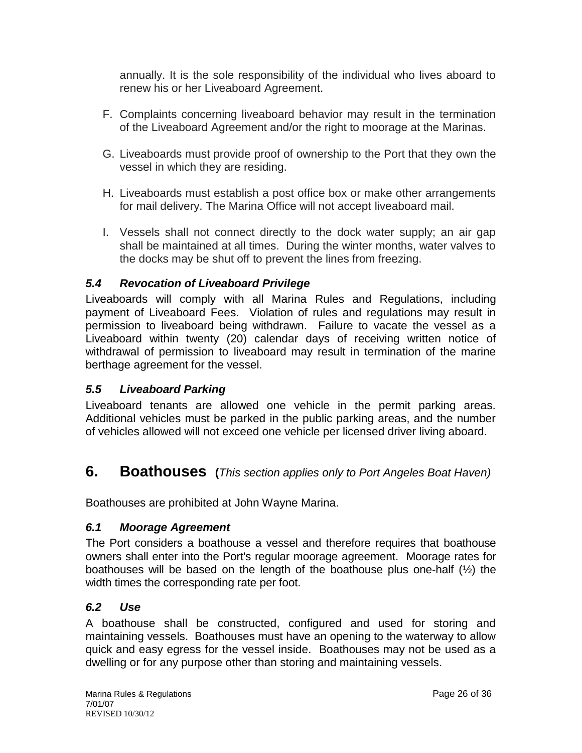annually. It is the sole responsibility of the individual who lives aboard to renew his or her Liveaboard Agreement.

F. Complaints concerning liveaboard behavior may result in the termination of the Liveaboard Agreement and/or the right to moorage at the Marinas.

G. Liveaboards must provide proof of ownership to the Port that they own the vessel in which they are residing.

H. Liveaboards must establish a post office box or make other arrangements for mail delivery. The Marina Office will not accept liveaboard mail.

I. Vessels shall not connect directly to the dock water supply; an air gap shall be maintained at all times. During the winter months, water valves to the docks may be shut off to prevent the lines from freezing.

### *5.4 Revocation of Liveaboard Privilege*

Liveaboards will comply with all Marina Rules and Regulations, including payment of Liveaboard Fees. Violation of rules and regulations may result in permission to liveaboard being withdrawn. Failure to vacate the vessel as a Liveaboard within twenty (20) calendar days of receiving written notice of withdrawal of permission to liveaboard may result in termination of the marine berthage agreement for the vessel.

### *5.5 Liveaboard Parking*

Liveaboard tenants are allowed one vehicle in the permit parking areas. Additional vehicles must be parked in the public parking areas, and the number of vehicles allowed will not exceed one vehicle per licensed driver living aboard.

## 6. Boathouses (*This section applies only to Port Angeles Boat Haven)*

Boathouses are prohibited at John Wayne Marina.

### *6.1 Moorage Agreement*

The Port considers a boathouse a vessel and therefore requires that boathouse owners shall enter into the Port's regular moorage agreement. Moorage rates for boathouses will be based on the length of the boathouse plus one-half (½) the width times the corresponding rate per foot.

### *6.2 Use*

A boathouse shall be constructed, configured and used for storing and maintaining vessels. Boathouses must have an opening to the waterway to allow quick and easy egress for the vessel inside. Boathouses may not be used as a dwelling or for any purpose other than storing and maintaining vessels.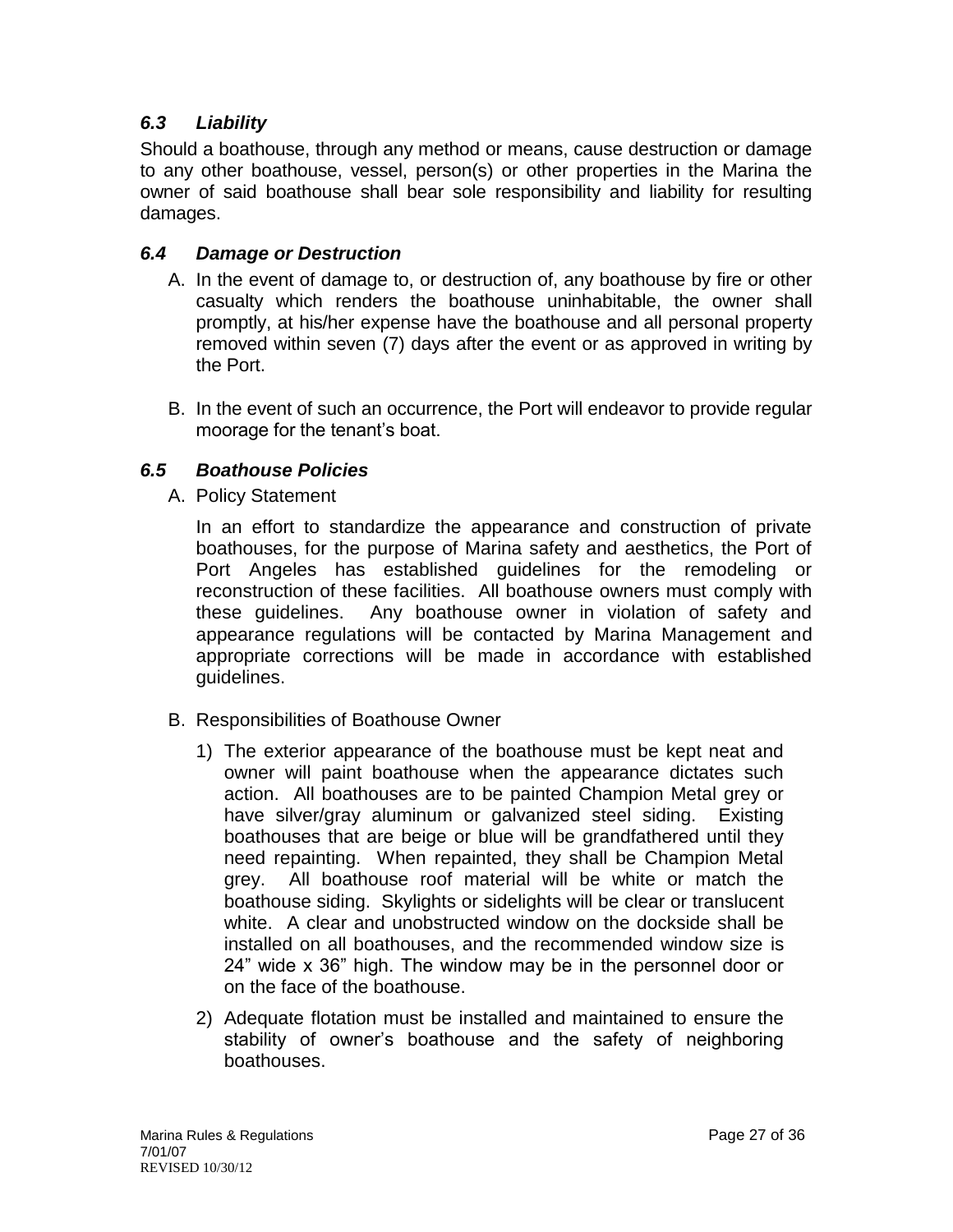### *6.3 Liability*

Should a boathouse, through any method or means, cause destruction or damage to any other boathouse, vessel, person(s) or other properties in the Marina the owner of said boathouse shall bear sole responsibility and liability for resulting damages.

### *6.4 Damage or Destruction*

A. In the event of damage to, or destruction of, any boathouse by fire or other casualty which renders the boathouse uninhabitable, the owner shall promptly, at his/her expense have the boathouse and all personal property removed within seven (7) days after the event or as approved in writing by the Port.

B. In the event of such an occurrence, the Port will endeavor to provide regular moorage for the tenant's boat.

### *6.5 Boathouse Policies*

A. Policy Statement

In an effort to standardize the appearance and construction of private boathouses, for the purpose of Marina safety and aesthetics, the Port of Port Angeles has established guidelines for the remodeling or reconstruction of these facilities. All boathouse owners must comply with these guidelines. Any boathouse owner in violation of safety and appearance regulations will be contacted by Marina Management and appropriate corrections will be made in accordance with established guidelines.

B. Responsibilities of Boathouse Owner

1) The exterior appearance of the boathouse must be kept neat and owner will paint boathouse when the appearance dictates such action. All boathouses are to be painted Champion Metal grey or have silver/gray aluminum or galvanized steel siding. Existing boathouses that are beige or blue will be grandfathered until they need repainting. When repainted, they shall be Champion Metal grey. All boathouse roof material will be white or match the boathouse siding. Skylights or sidelights will be clear or translucent white. A clear and unobstructed window on the dockside shall be installed on all boathouses, and the recommended window size is 24" wide x 36" high. The window may be in the personnel door or on the face of the boathouse.

2) Adequate flotation must be installed and maintained to ensure the stability of owner's boathouse and the safety of neighboring boathouses.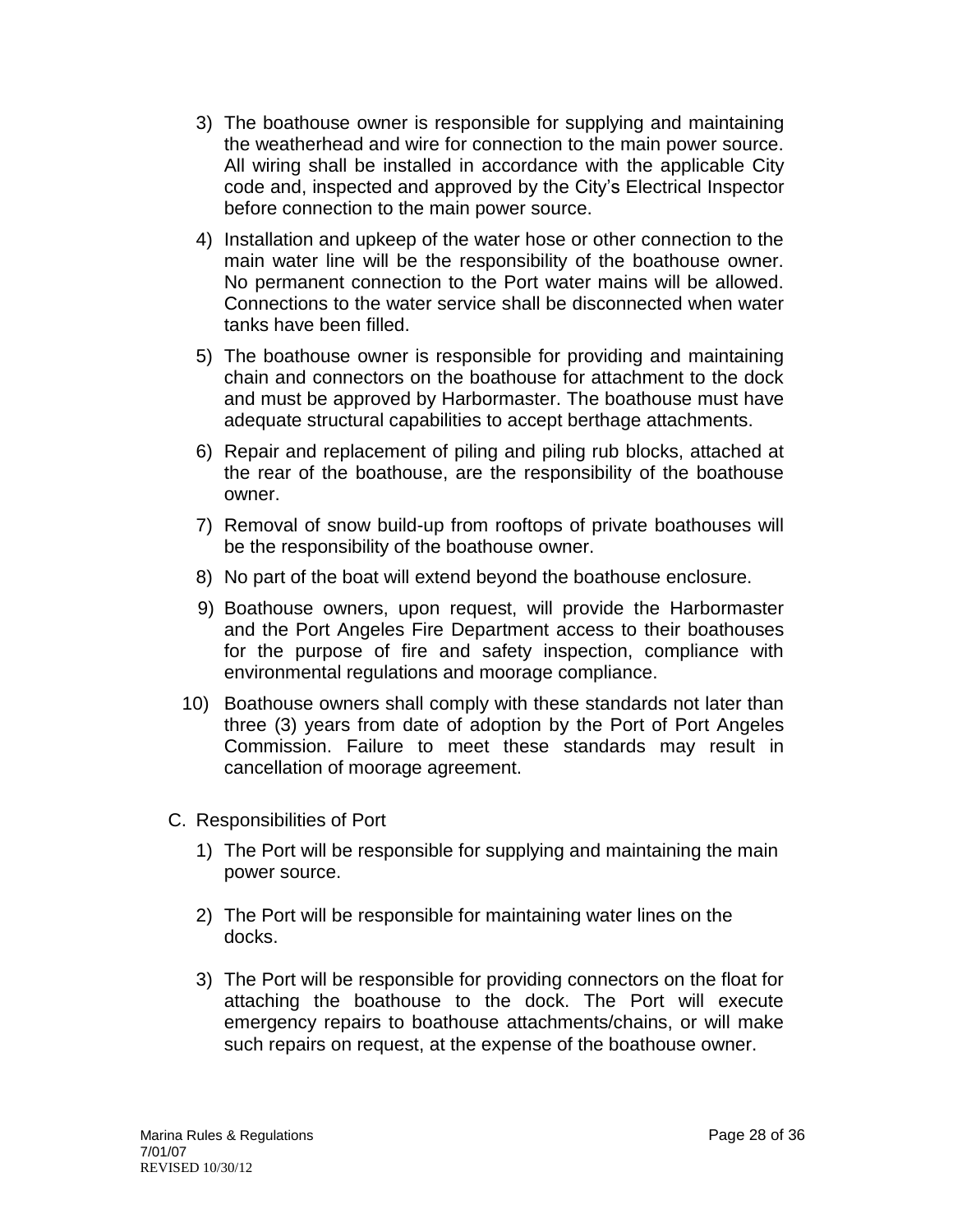3) The boathouse owner is responsible for supplying and maintaining the weatherhead and wire for connection to the main power source. All wiring shall be installed in accordance with the applicable City code and, inspected and approved by the City's Electrical Inspector before connection to the main power source.

4) Installation and upkeep of the water hose or other connection to the main water line will be the responsibility of the boathouse owner. No permanent connection to the Port water mains will be allowed. Connections to the water service shall be disconnected when water tanks have been filled.

5) The boathouse owner is responsible for providing and maintaining chain and connectors on the boathouse for attachment to the dock and must be approved by Harbormaster. The boathouse must have adequate structural capabilities to accept berthage attachments.

6) Repair and replacement of piling and piling rub blocks, attached at the rear of the boathouse, are the responsibility of the boathouse owner.

7) Removal of snow build-up from rooftops of private boathouses will be the responsibility of the boathouse owner.

8) No part of the boat will extend beyond the boathouse enclosure.

9) Boathouse owners, upon request, will provide the Harbormaster and the Port Angeles Fire Department access to their boathouses for the purpose of fire and safety inspection, compliance with environmental regulations and moorage compliance.

10) Boathouse owners shall comply with these standards not later than three (3) years from date of adoption by the Port of Port Angeles Commission. Failure to meet these standards may result in cancellation of moorage agreement.

C. Responsibilities of Port

1) The Port will be responsible for supplying and maintaining the main power source.

2) The Port will be responsible for maintaining water lines on the docks.

3) The Port will be responsible for providing connectors on the float for attaching the boathouse to the dock. The Port will execute emergency repairs to boathouse attachments/chains, or will make such repairs on request, at the expense of the boathouse owner.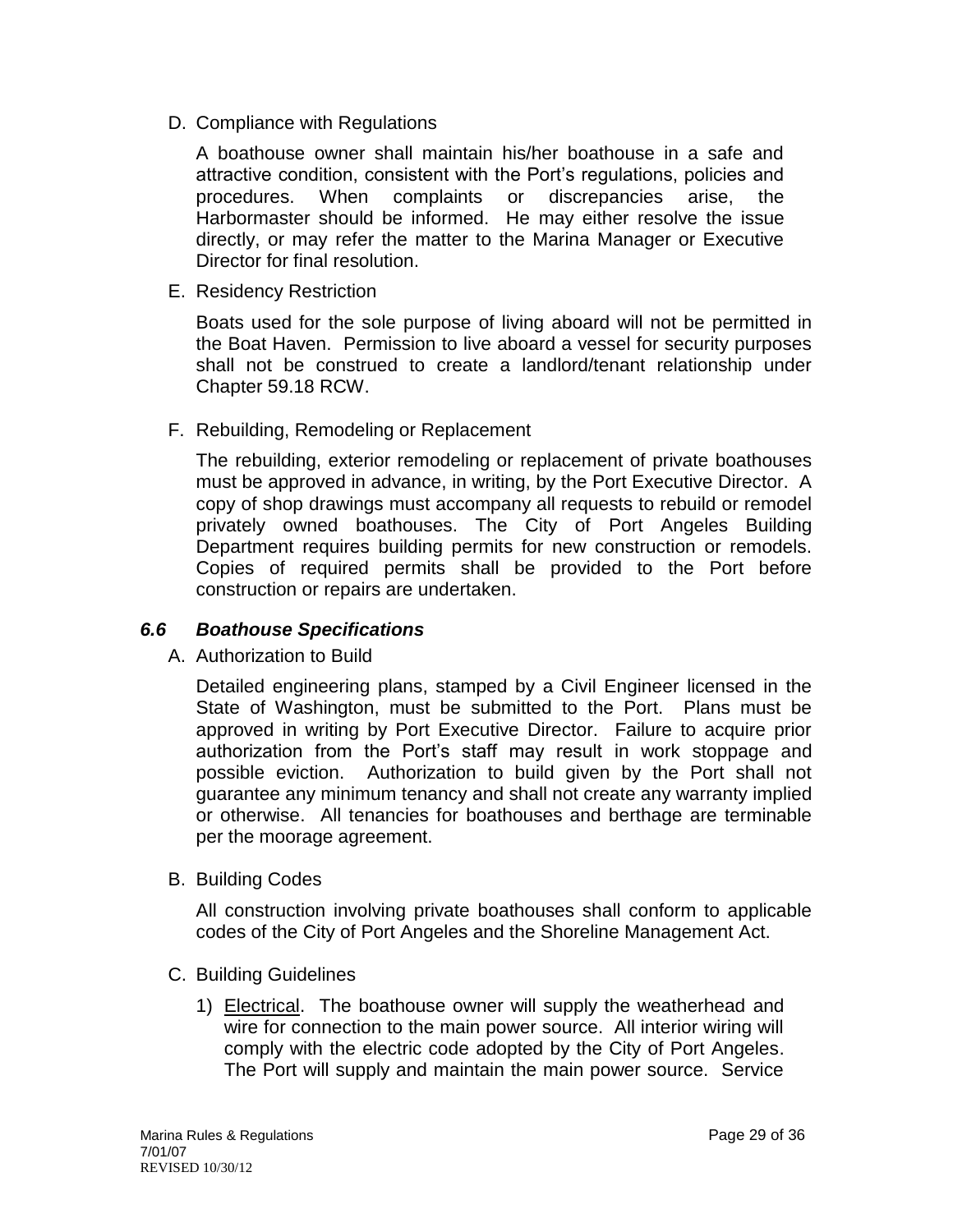D. Compliance with Regulations

A boathouse owner shall maintain his/her boathouse in a safe and attractive condition, consistent with the Port's regulations, policies and procedures. When complaints or discrepancies arise, the Harbormaster should be informed. He may either resolve the issue directly, or may refer the matter to the Marina Manager or Executive Director for final resolution.

E. Residency Restriction

Boats used for the sole purpose of living aboard will not be permitted in the Boat Haven. Permission to live aboard a vessel for security purposes shall not be construed to create a landlord/tenant relationship under Chapter 59.18 RCW.

F. Rebuilding, Remodeling or Replacement

The rebuilding, exterior remodeling or replacement of private boathouses must be approved in advance, in writing, by the Port Executive Director. A copy of shop drawings must accompany all requests to rebuild or remodel privately owned boathouses. The City of Port Angeles Building Department requires building permits for new construction or remodels. Copies of required permits shall be provided to the Port before construction or repairs are undertaken.

### *6.6 Boathouse Specifications*

A. Authorization to Build

Detailed engineering plans, stamped by a Civil Engineer licensed in the State of Washington, must be submitted to the Port. Plans must be approved in writing by Port Executive Director. Failure to acquire prior authorization from the Port's staff may result in work stoppage and possible eviction. Authorization to build given by the Port shall not guarantee any minimum tenancy and shall not create any warranty implied or otherwise. All tenancies for boathouses and berthage are terminable per the moorage agreement.

B. Building Codes

All construction involving private boathouses shall conform to applicable codes of the City of Port Angeles and the Shoreline Management Act.

C. Building Guidelines

1) Electrical. The boathouse owner will supply the weatherhead and wire for connection to the main power source. All interior wiring will comply with the electric code adopted by the City of Port Angeles. The Port will supply and maintain the main power source. Service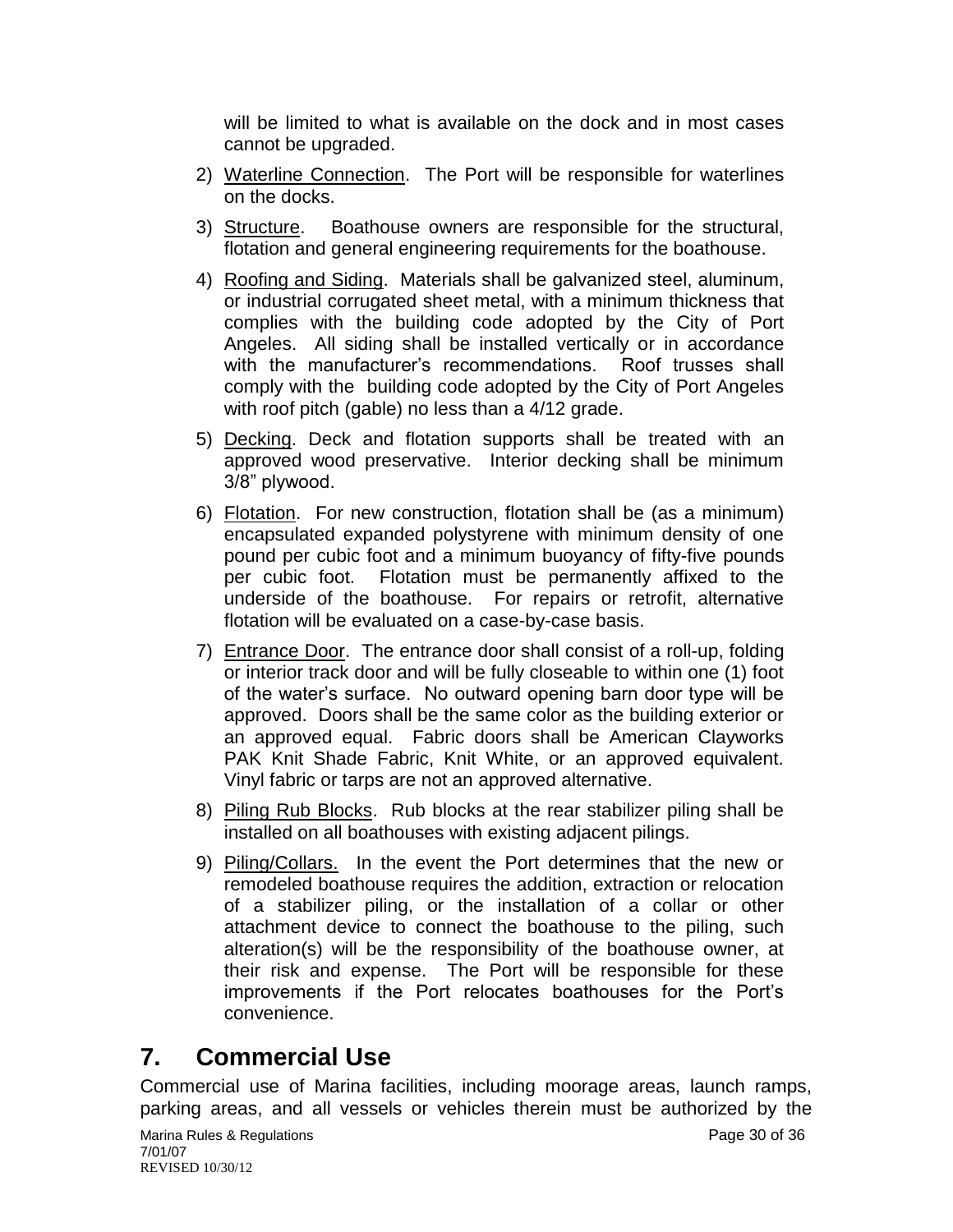will be limited to what is available on the dock and in most cases cannot be upgraded.

2) Waterline Connection. The Port will be responsible for waterlines on the docks.

3) Structure. Boathouse owners are responsible for the structural, flotation and general engineering requirements for the boathouse.

4) Roofing and Siding. Materials shall be galvanized steel, aluminum, or industrial corrugated sheet metal, with a minimum thickness that complies with the building code adopted by the City of Port Angeles. All siding shall be installed vertically or in accordance with the manufacturer's recommendations. Roof trusses shall comply with the building code adopted by the City of Port Angeles with roof pitch (gable) no less than a 4/12 grade.

5) Decking. Deck and flotation supports shall be treated with an approved wood preservative. Interior decking shall be minimum 3/8" plywood.

6) Flotation. For new construction, flotation shall be (as a minimum) encapsulated expanded polystyrene with minimum density of one pound per cubic foot and a minimum buoyancy of fifty-five pounds per cubic foot. Flotation must be permanently affixed to the underside of the boathouse. For repairs or retrofit, alternative flotation will be evaluated on a case-by-case basis.

7) Entrance Door. The entrance door shall consist of a roll-up, folding or interior track door and will be fully closeable to within one (1) foot of the water's surface. No outward opening barn door type will be approved. Doors shall be the same color as the building exterior or an approved equal. Fabric doors shall be American Clayworks PAK Knit Shade Fabric, Knit White, or an approved equivalent. Vinyl fabric or tarps are not an approved alternative.

8) Piling Rub Blocks. Rub blocks at the rear stabilizer piling shall be installed on all boathouses with existing adjacent pilings.

9) Piling/Collars. In the event the Port determines that the new or remodeled boathouse requires the addition, extraction or relocation of a stabilizer piling, or the installation of a collar or other attachment device to connect the boathouse to the piling, such alteration(s) will be the responsibility of the boathouse owner, at their risk and expense. The Port will be responsible for these improvements if the Port relocates boathouses for the Port's convenience.

# 7. Commercial Use

Commercial use of Marina facilities, including moorage areas, launch ramps, parking areas, and all vessels or vehicles therein must be authorized by the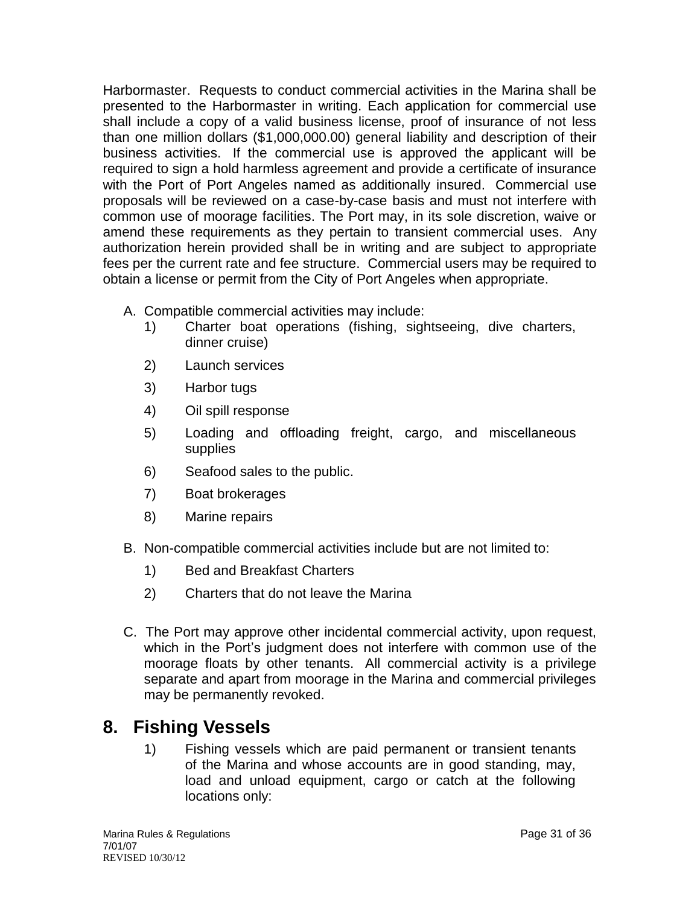Harbormaster. Requests to conduct commercial activities in the Marina shall be presented to the Harbormaster in writing. Each application for commercial use shall include a copy of a valid business license, proof of insurance of not less than one million dollars ($1,000,000.00) general liability and description of their business activities. If the commercial use is approved the applicant will be required to sign a hold harmless agreement and provide a certificate of insurance with the Port of Port Angeles named as additionally insured. Commercial use proposals will be reviewed on a case-by-case basis and must not interfere with common use of moorage facilities. The Port may, in its sole discretion, waive or amend these requirements as they pertain to transient commercial uses. Any authorization herein provided shall be in writing and are subject to appropriate fees per the current rate and fee structure. Commercial users may be required to obtain a license or permit from the City of Port Angeles when appropriate.

A. Compatible commercial activities may include:
   1) Charter boat operations (fishing, sightseeing, dive charters, dinner cruise)
   2) Launch services
   3) Harbor tugs
   4) Oil spill response
   5) Loading and offloading freight, cargo, and miscellaneous supplies
   6) Seafood sales to the public.
   7) Boat brokerages
   8) Marine repairs

B. Non-compatible commercial activities include but are not limited to:
   1) Bed and Breakfast Charters
   2) Charters that do not leave the Marina

C. The Port may approve other incidental commercial activity, upon request, which in the Port's judgment does not interfere with common use of the moorage floats by other tenants. All commercial activity is a privilege separate and apart from moorage in the Marina and commercial privileges may be permanently revoked.

## 8. Fishing Vessels

1) Fishing vessels which are paid permanent or transient tenants of the Marina and whose accounts are in good standing, may, load and unload equipment, cargo or catch at the following locations only: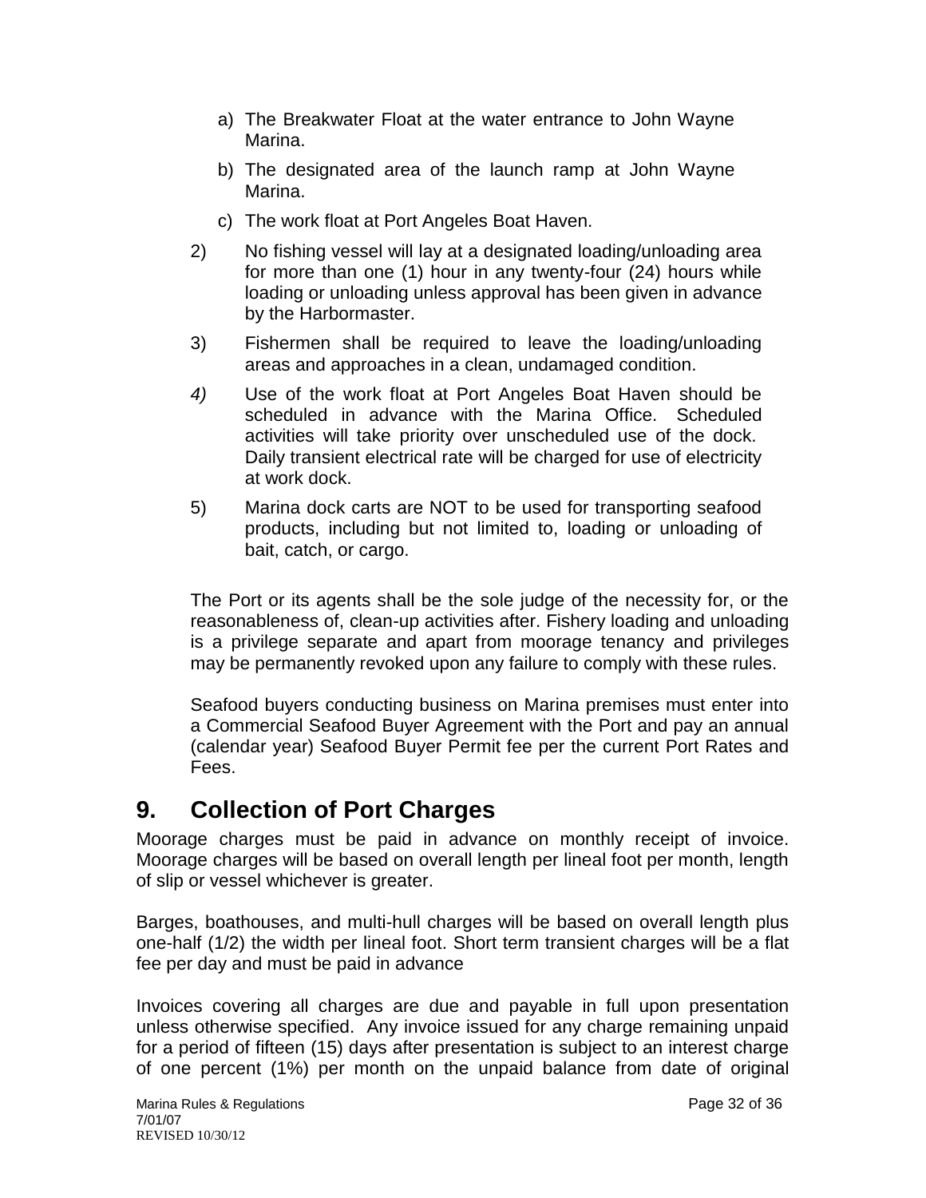a) The Breakwater Float at the water entrance to John Wayne Marina.

b) The designated area of the launch ramp at John Wayne Marina.

c) The work float at Port Angeles Boat Haven.

2) No fishing vessel will lay at a designated loading/unloading area for more than one (1) hour in any twenty-four (24) hours while loading or unloading unless approval has been given in advance by the Harbormaster.

3) Fishermen shall be required to leave the loading/unloading areas and approaches in a clean, undamaged condition.

*4)* Use of the work float at Port Angeles Boat Haven should be scheduled in advance with the Marina Office. Scheduled activities will take priority over unscheduled use of the dock. Daily transient electrical rate will be charged for use of electricity at work dock.

5) Marina dock carts are NOT to be used for transporting seafood products, including but not limited to, loading or unloading of bait, catch, or cargo.

The Port or its agents shall be the sole judge of the necessity for, or the reasonableness of, clean-up activities after. Fishery loading and unloading is a privilege separate and apart from moorage tenancy and privileges may be permanently revoked upon any failure to comply with these rules.

Seafood buyers conducting business on Marina premises must enter into a Commercial Seafood Buyer Agreement with the Port and pay an annual (calendar year) Seafood Buyer Permit fee per the current Port Rates and Fees.

# 9. Collection of Port Charges

Moorage charges must be paid in advance on monthly receipt of invoice. Moorage charges will be based on overall length per lineal foot per month, length of slip or vessel whichever is greater.

Barges, boathouses, and multi-hull charges will be based on overall length plus one-half (1/2) the width per lineal foot. Short term transient charges will be a flat fee per day and must be paid in advance

Invoices covering all charges are due and payable in full upon presentation unless otherwise specified. Any invoice issued for any charge remaining unpaid for a period of fifteen (15) days after presentation is subject to an interest charge of one percent (1%) per month on the unpaid balance from date of original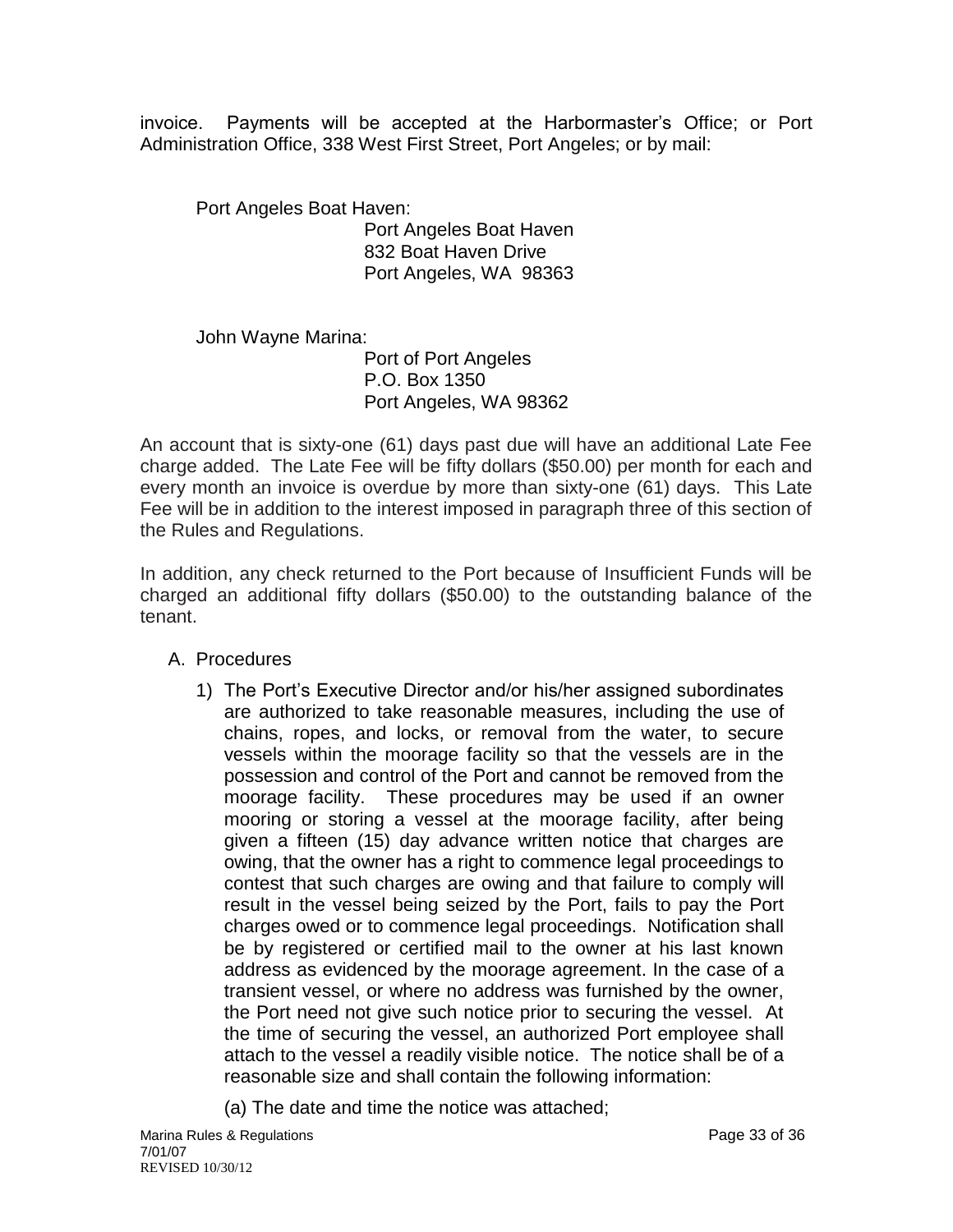invoice. Payments will be accepted at the Harbormaster's Office; or Port Administration Office, 338 West First Street, Port Angeles; or by mail:

Port Angeles Boat Haven:

Port Angeles Boat Haven
832 Boat Haven Drive
Port Angeles, WA 98363

John Wayne Marina:

Port of Port Angeles
P.O. Box 1350
Port Angeles, WA 98362

An account that is sixty-one (61) days past due will have an additional Late Fee charge added. The Late Fee will be fifty dollars ($50.00) per month for each and every month an invoice is overdue by more than sixty-one (61) days. This Late Fee will be in addition to the interest imposed in paragraph three of this section of the Rules and Regulations.

In addition, any check returned to the Port because of Insufficient Funds will be charged an additional fifty dollars ($50.00) to the outstanding balance of the tenant.

A. Procedures

1) The Port's Executive Director and/or his/her assigned subordinates are authorized to take reasonable measures, including the use of chains, ropes, and locks, or removal from the water, to secure vessels within the moorage facility so that the vessels are in the possession and control of the Port and cannot be removed from the moorage facility. These procedures may be used if an owner mooring or storing a vessel at the moorage facility, after being given a fifteen (15) day advance written notice that charges are owing, that the owner has a right to commence legal proceedings to contest that such charges are owing and that failure to comply will result in the vessel being seized by the Port, fails to pay the Port charges owed or to commence legal proceedings. Notification shall be by registered or certified mail to the owner at his last known address as evidenced by the moorage agreement. In the case of a transient vessel, or where no address was furnished by the owner, the Port need not give such notice prior to securing the vessel. At the time of securing the vessel, an authorized Port employee shall attach to the vessel a readily visible notice. The notice shall be of a reasonable size and shall contain the following information:

(a) The date and time the notice was attached;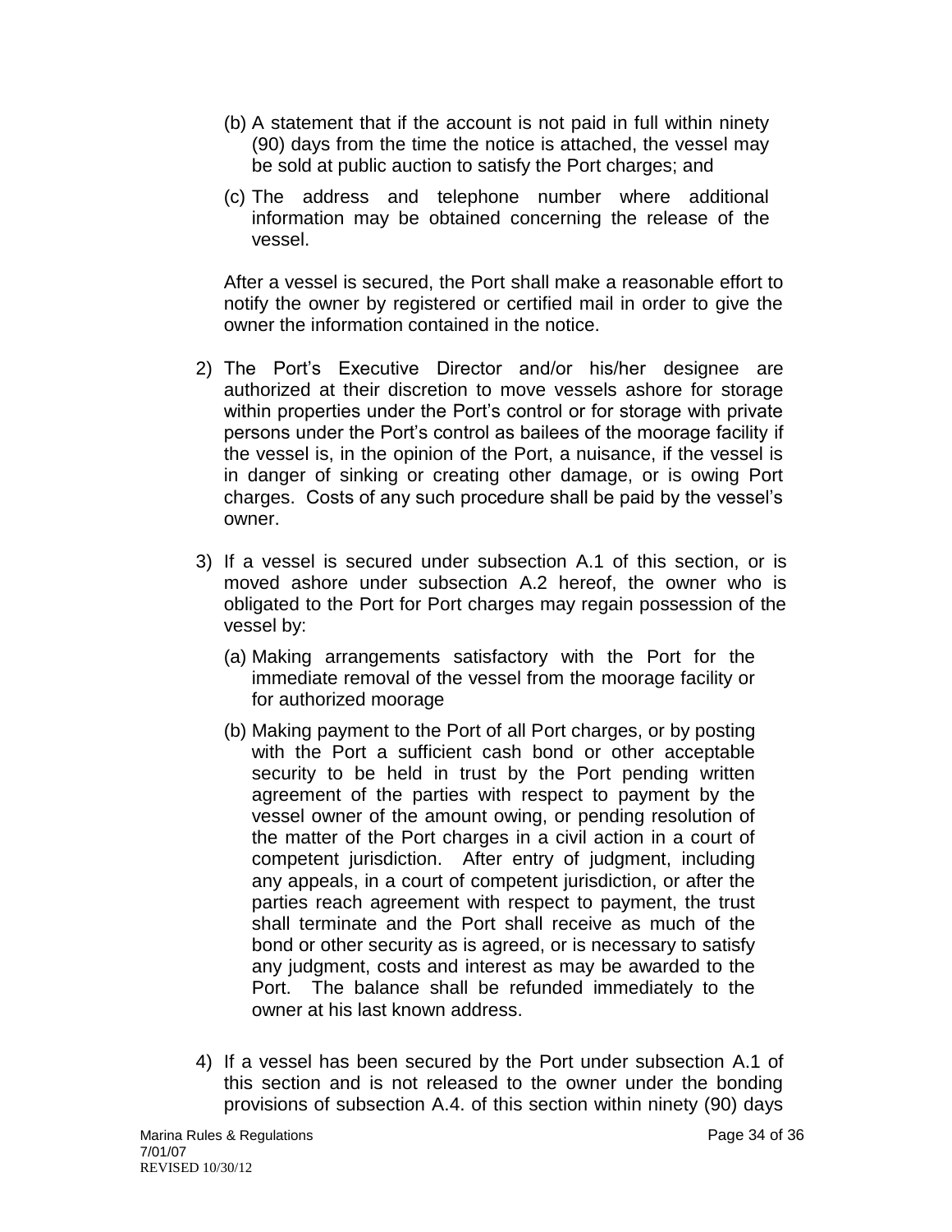(b) A statement that if the account is not paid in full within ninety (90) days from the time the notice is attached, the vessel may be sold at public auction to satisfy the Port charges; and

(c) The address and telephone number where additional information may be obtained concerning the release of the vessel.

After a vessel is secured, the Port shall make a reasonable effort to notify the owner by registered or certified mail in order to give the owner the information contained in the notice.

2) The Port's Executive Director and/or his/her designee are authorized at their discretion to move vessels ashore for storage within properties under the Port's control or for storage with private persons under the Port's control as bailees of the moorage facility if the vessel is, in the opinion of the Port, a nuisance, if the vessel is in danger of sinking or creating other damage, or is owing Port charges. Costs of any such procedure shall be paid by the vessel's owner.

3) If a vessel is secured under subsection A.1 of this section, or is moved ashore under subsection A.2 hereof, the owner who is obligated to the Port for Port charges may regain possession of the vessel by:

   (a) Making arrangements satisfactory with the Port for the immediate removal of the vessel from the moorage facility or for authorized moorage

   (b) Making payment to the Port of all Port charges, or by posting with the Port a sufficient cash bond or other acceptable security to be held in trust by the Port pending written agreement of the parties with respect to payment by the vessel owner of the amount owing, or pending resolution of the matter of the Port charges in a civil action in a court of competent jurisdiction. After entry of judgment, including any appeals, in a court of competent jurisdiction, or after the parties reach agreement with respect to payment, the trust shall terminate and the Port shall receive as much of the bond or other security as is agreed, or is necessary to satisfy any judgment, costs and interest as may be awarded to the Port. The balance shall be refunded immediately to the owner at his last known address.

4) If a vessel has been secured by the Port under subsection A.1 of this section and is not released to the owner under the bonding provisions of subsection A.4. of this section within ninety (90) days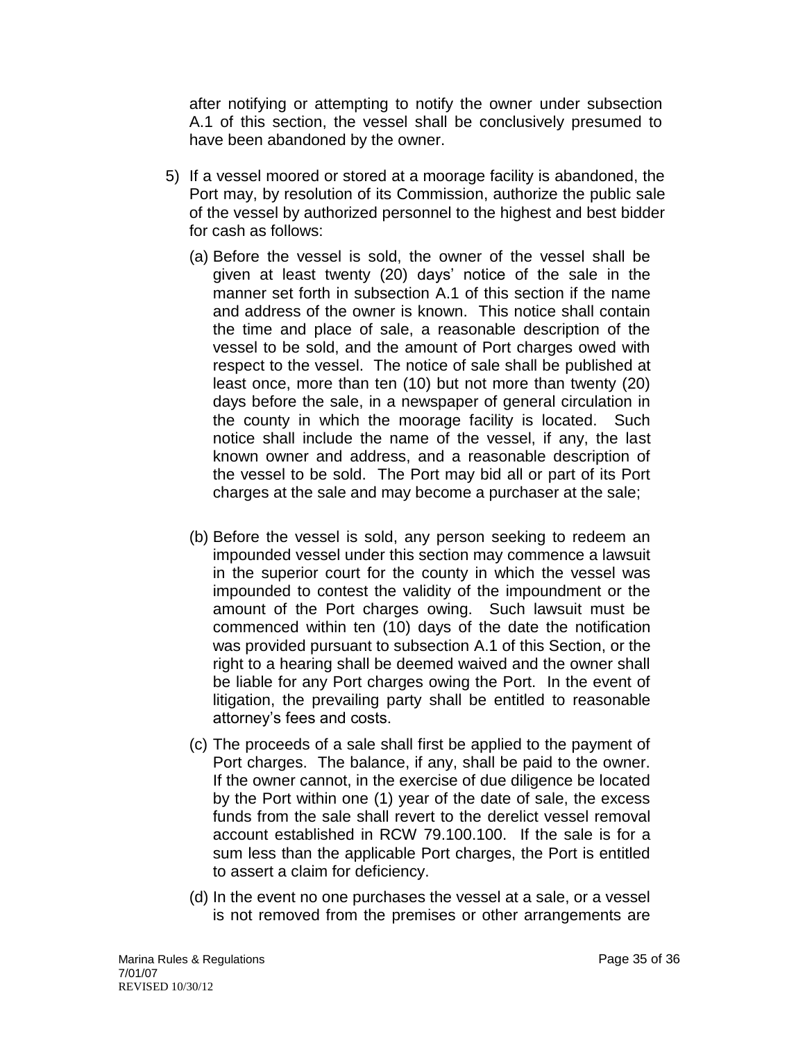after notifying or attempting to notify the owner under subsection A.1 of this section, the vessel shall be conclusively presumed to have been abandoned by the owner.

5) If a vessel moored or stored at a moorage facility is abandoned, the Port may, by resolution of its Commission, authorize the public sale of the vessel by authorized personnel to the highest and best bidder for cash as follows:

   (a) Before the vessel is sold, the owner of the vessel shall be given at least twenty (20) days' notice of the sale in the manner set forth in subsection A.1 of this section if the name and address of the owner is known. This notice shall contain the time and place of sale, a reasonable description of the vessel to be sold, and the amount of Port charges owed with respect to the vessel. The notice of sale shall be published at least once, more than ten (10) but not more than twenty (20) days before the sale, in a newspaper of general circulation in the county in which the moorage facility is located. Such notice shall include the name of the vessel, if any, the last known owner and address, and a reasonable description of the vessel to be sold. The Port may bid all or part of its Port charges at the sale and may become a purchaser at the sale;

   (b) Before the vessel is sold, any person seeking to redeem an impounded vessel under this section may commence a lawsuit in the superior court for the county in which the vessel was impounded to contest the validity of the impoundment or the amount of the Port charges owing. Such lawsuit must be commenced within ten (10) days of the date the notification was provided pursuant to subsection A.1 of this Section, or the right to a hearing shall be deemed waived and the owner shall be liable for any Port charges owing the Port. In the event of litigation, the prevailing party shall be entitled to reasonable attorney's fees and costs.

   (c) The proceeds of a sale shall first be applied to the payment of Port charges. The balance, if any, shall be paid to the owner. If the owner cannot, in the exercise of due diligence be located by the Port within one (1) year of the date of sale, the excess funds from the sale shall revert to the derelict vessel removal account established in RCW 79.100.100. If the sale is for a sum less than the applicable Port charges, the Port is entitled to assert a claim for deficiency.

   (d) In the event no one purchases the vessel at a sale, or a vessel is not removed from the premises or other arrangements are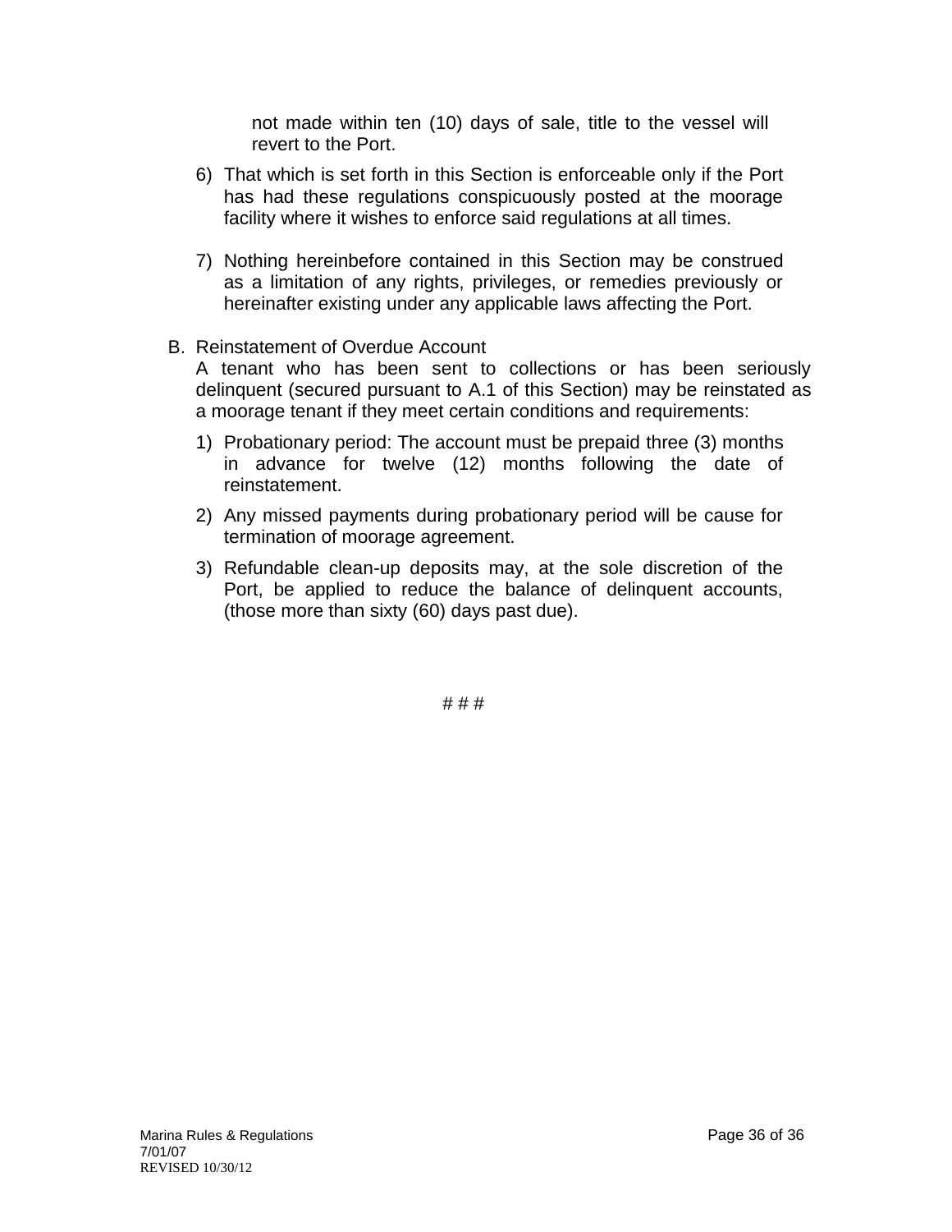not made within ten (10) days of sale, title to the vessel will revert to the Port.

6) That which is set forth in this Section is enforceable only if the Port has had these regulations conspicuously posted at the moorage facility where it wishes to enforce said regulations at all times.

7) Nothing hereinbefore contained in this Section may be construed as a limitation of any rights, privileges, or remedies previously or hereinafter existing under any applicable laws affecting the Port.

B. Reinstatement of Overdue Account

A tenant who has been sent to collections or has been seriously delinquent (secured pursuant to A.1 of this Section) may be reinstated as a moorage tenant if they meet certain conditions and requirements:

1) Probationary period: The account must be prepaid three (3) months in advance for twelve (12) months following the date of reinstatement.

2) Any missed payments during probationary period will be cause for termination of moorage agreement.

3) Refundable clean-up deposits may, at the sole discretion of the Port, be applied to reduce the balance of delinquent accounts, (those more than sixty (60) days past due).

# # #